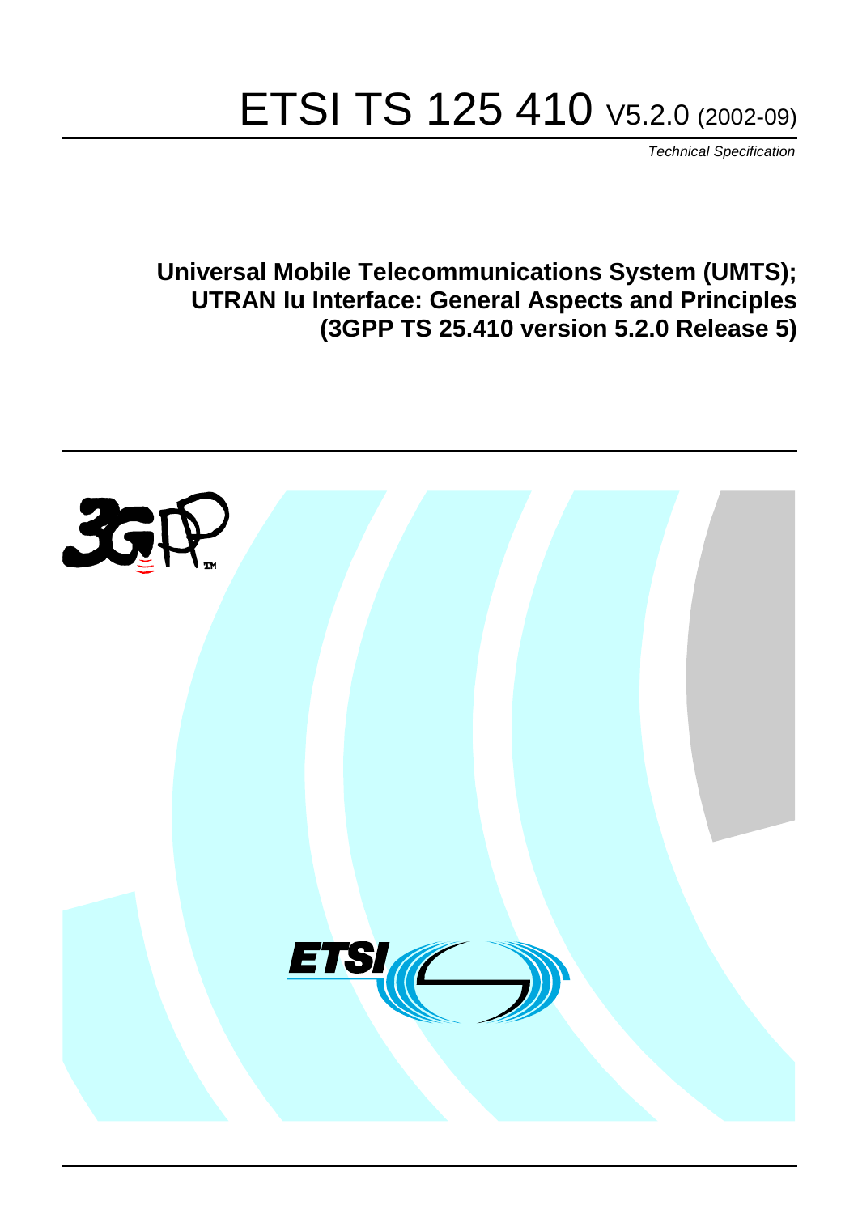# ETSI TS 125 410 V5.2.0 (2002-09)

*Technical Specification*

**Universal Mobile Telecommunications System (UMTS);
UTRAN Iu Interface: General Aspects and Principles
(3GPP TS 25.410 version 5.2.0 Release 5)**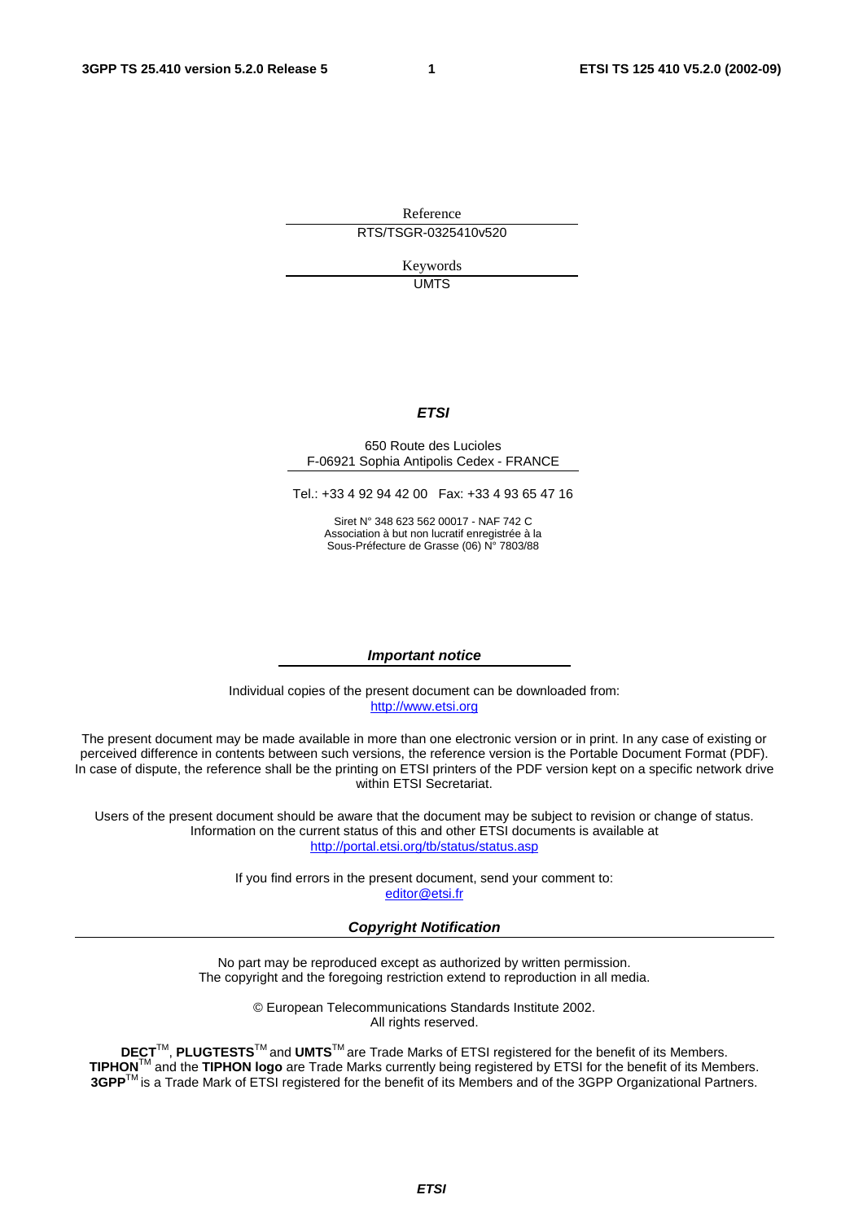Reference

RTS/TSGR-0325410v520

Keywords

UMTS

***ETSI***

650 Route des Lucioles
F-06921 Sophia Antipolis Cedex - FRANCE

Tel.: +33 4 92 94 42 00 Fax: +33 4 93 65 47 16

Siret N° 348 623 562 00017 - NAF 742 C
Association à but non lucratif enregistrée à la
Sous-Préfecture de Grasse (06) N° 7803/88

***Important notice***

Individual copies of the present document can be downloaded from:
http://www.etsi.org

The present document may be made available in more than one electronic version or in print. In any case of existing or perceived difference in contents between such versions, the reference version is the Portable Document Format (PDF). In case of dispute, the reference shall be the printing on ETSI printers of the PDF version kept on a specific network drive within ETSI Secretariat.

Users of the present document should be aware that the document may be subject to revision or change of status. Information on the current status of this and other ETSI documents is available at
http://portal.etsi.org/tb/status/status.asp

If you find errors in the present document, send your comment to:
editor@etsi.fr

***Copyright Notification***

No part may be reproduced except as authorized by written permission.
The copyright and the foregoing restriction extend to reproduction in all media.

© European Telecommunications Standards Institute 2002.
All rights reserved.

**DECT**TM, **PLUGTESTS**TM and **UMTS**TM are Trade Marks of ETSI registered for the benefit of its Members.
**TIPHON**TM and the **TIPHON logo** are Trade Marks currently being registered by ETSI for the benefit of its Members.
**3GPP**TM is a Trade Mark of ETSI registered for the benefit of its Members and of the 3GPP Organizational Partners.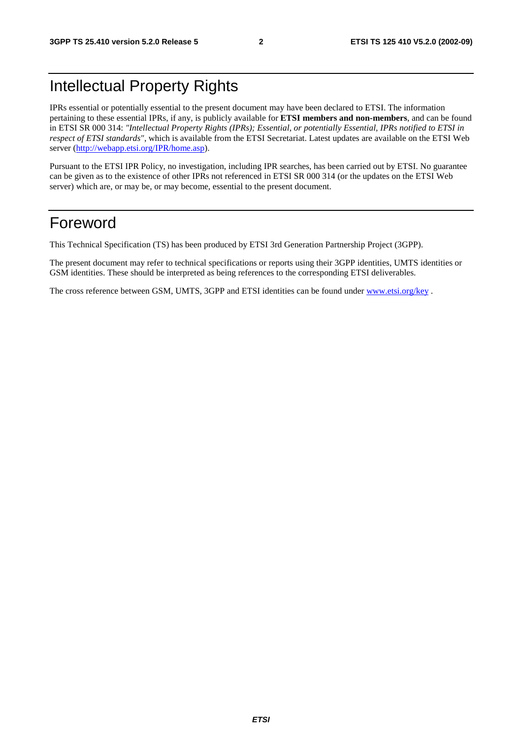# Intellectual Property Rights

IPRs essential or potentially essential to the present document may have been declared to ETSI. The information pertaining to these essential IPRs, if any, is publicly available for **ETSI members and non-members**, and can be found in ETSI SR 000 314: *"Intellectual Property Rights (IPRs); Essential, or potentially Essential, IPRs notified to ETSI in respect of ETSI standards"*, which is available from the ETSI Secretariat. Latest updates are available on the ETSI Web server (http://webapp.etsi.org/IPR/home.asp).

Pursuant to the ETSI IPR Policy, no investigation, including IPR searches, has been carried out by ETSI. No guarantee can be given as to the existence of other IPRs not referenced in ETSI SR 000 314 (or the updates on the ETSI Web server) which are, or may be, or may become, essential to the present document.

# Foreword

This Technical Specification (TS) has been produced by ETSI 3rd Generation Partnership Project (3GPP).

The present document may refer to technical specifications or reports using their 3GPP identities, UMTS identities or GSM identities. These should be interpreted as being references to the corresponding ETSI deliverables.

The cross reference between GSM, UMTS, 3GPP and ETSI identities can be found under www.etsi.org/key .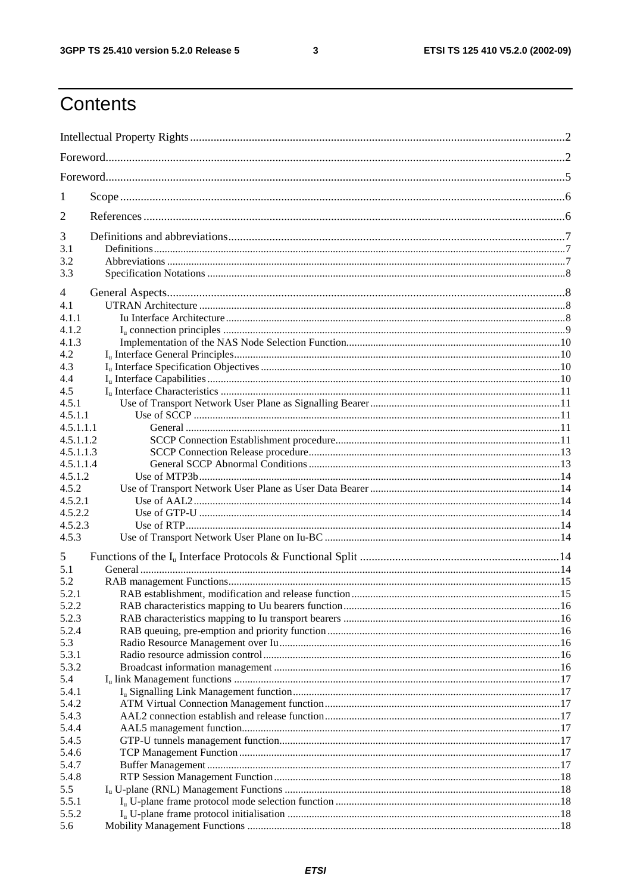# Contents

Intellectual Property Rights ..... 2

Foreword ..... 2

Foreword ..... 5

1 Scope ..... 6

2 References ..... 6

3 Definitions and abbreviations ..... 7
3.1 Definitions ..... 7
3.2 Abbreviations ..... 7
3.3 Specification Notations ..... 8

4 General Aspects ..... 8
4.1 UTRAN Architecture ..... 8
4.1.1 Iu Interface Architecture ..... 8
4.1.2 $I_u$ connection principles ..... 9
4.1.3 Implementation of the NAS Node Selection Function ..... 10
4.2 $I_u$ Interface General Principles ..... 10
4.3 $I_u$ Interface Specification Objectives ..... 10
4.4 $I_u$ Interface Capabilities ..... 10
4.5 $I_u$ Interface Characteristics ..... 11
4.5.1 Use of Transport Network User Plane as Signalling Bearer ..... 11
4.5.1.1 Use of SCCP ..... 11
4.5.1.1.1 General ..... 11
4.5.1.1.2 SCCP Connection Establishment procedure ..... 11
4.5.1.1.3 SCCP Connection Release procedure ..... 13
4.5.1.1.4 General SCCP Abnormal Conditions ..... 13
4.5.1.2 Use of MTP3b ..... 14
4.5.2 Use of Transport Network User Plane as User Data Bearer ..... 14
4.5.2.1 Use of AAL2 ..... 14
4.5.2.2 Use of GTP-U ..... 14
4.5.2.3 Use of RTP ..... 14
4.5.3 Use of Transport Network User Plane on Iu-BC ..... 14

5 Functions of the $I_u$ Interface Protocols & Functional Split ..... 14
5.1 General ..... 14
5.2 RAB management Functions ..... 15
5.2.1 RAB establishment, modification and release function ..... 15
5.2.2 RAB characteristics mapping to Uu bearers function ..... 16
5.2.3 RAB characteristics mapping to Iu transport bearers ..... 16
5.2.4 RAB queuing, pre-emption and priority function ..... 16
5.3 Radio Resource Management over Iu ..... 16
5.3.1 Radio resource admission control ..... 16
5.3.2 Broadcast information management ..... 16
5.4 $I_u$ link Management functions ..... 17
5.4.1 $I_u$ Signalling Link Management function ..... 17
5.4.2 ATM Virtual Connection Management function ..... 17
5.4.3 AAL2 connection establish and release function ..... 17
5.4.4 AAL5 management function ..... 17
5.4.5 GTP-U tunnels management function ..... 17
5.4.6 TCP Management Function ..... 17
5.4.7 Buffer Management ..... 17
5.4.8 RTP Session Management Function ..... 18
5.5 $I_u$ U-plane (RNL) Management Functions ..... 18
5.5.1 $I_u$ U-plane frame protocol mode selection function ..... 18
5.5.2 $I_u$ U-plane frame protocol initialisation ..... 18
5.6 Mobility Management Functions ..... 18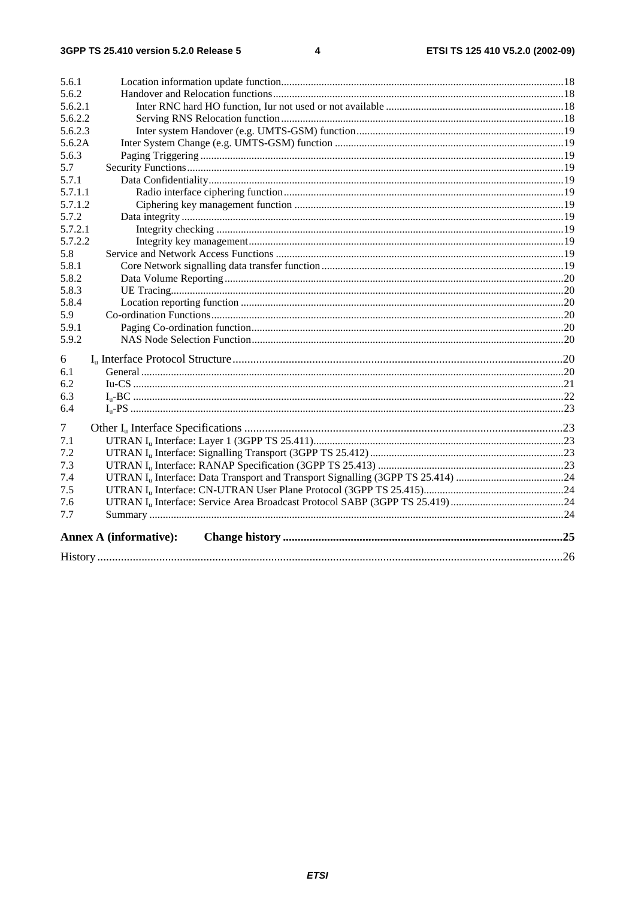5.6.1 Location information update function ........ 18
5.6.2 Handover and Relocation functions ........ 18
5.6.2.1 Inter RNC hard HO function, Iur not used or not available ........ 18
5.6.2.2 Serving RNS Relocation function ........ 18
5.6.2.3 Inter system Handover (e.g. UMTS-GSM) function ........ 19
5.6.2A Inter System Change (e.g. UMTS-GSM) function ........ 19
5.6.3 Paging Triggering ........ 19
5.7 Security Functions ........ 19
5.7.1 Data Confidentiality ........ 19
5.7.1.1 Radio interface ciphering function ........ 19
5.7.1.2 Ciphering key management function ........ 19
5.7.2 Data integrity ........ 19
5.7.2.1 Integrity checking ........ 19
5.7.2.2 Integrity key management ........ 19
5.8 Service and Network Access Functions ........ 19
5.8.1 Core Network signalling data transfer function ........ 19
5.8.2 Data Volume Reporting ........ 20
5.8.3 UE Tracing ........ 20
5.8.4 Location reporting function ........ 20
5.9 Co-ordination Functions ........ 20
5.9.1 Paging Co-ordination function ........ 20
5.9.2 NAS Node Selection Function ........ 20

6 $I_u$ Interface Protocol Structure ........ 20
6.1 General ........ 20
6.2 Iu-CS ........ 21
6.3 $I_u$-BC ........ 22
6.4 $I_u$-PS ........ 23

7 Other $I_u$ Interface Specifications ........ 23
7.1 UTRAN $I_u$ Interface: Layer 1 (3GPP TS 25.411) ........ 23
7.2 UTRAN $I_u$ Interface: Signalling Transport (3GPP TS 25.412) ........ 23
7.3 UTRAN $I_u$ Interface: RANAP Specification (3GPP TS 25.413) ........ 23
7.4 UTRAN $I_u$ Interface: Data Transport and Transport Signalling (3GPP TS 25.414) ........ 24
7.5 UTRAN $I_u$ Interface: CN-UTRAN User Plane Protocol (3GPP TS 25.415) ........ 24
7.6 UTRAN $I_u$ Interface: Service Area Broadcast Protocol SABP (3GPP TS 25.419) ........ 24
7.7 Summary ........ 24

**Annex A (informative): Change history** ........ 25

History ........ 26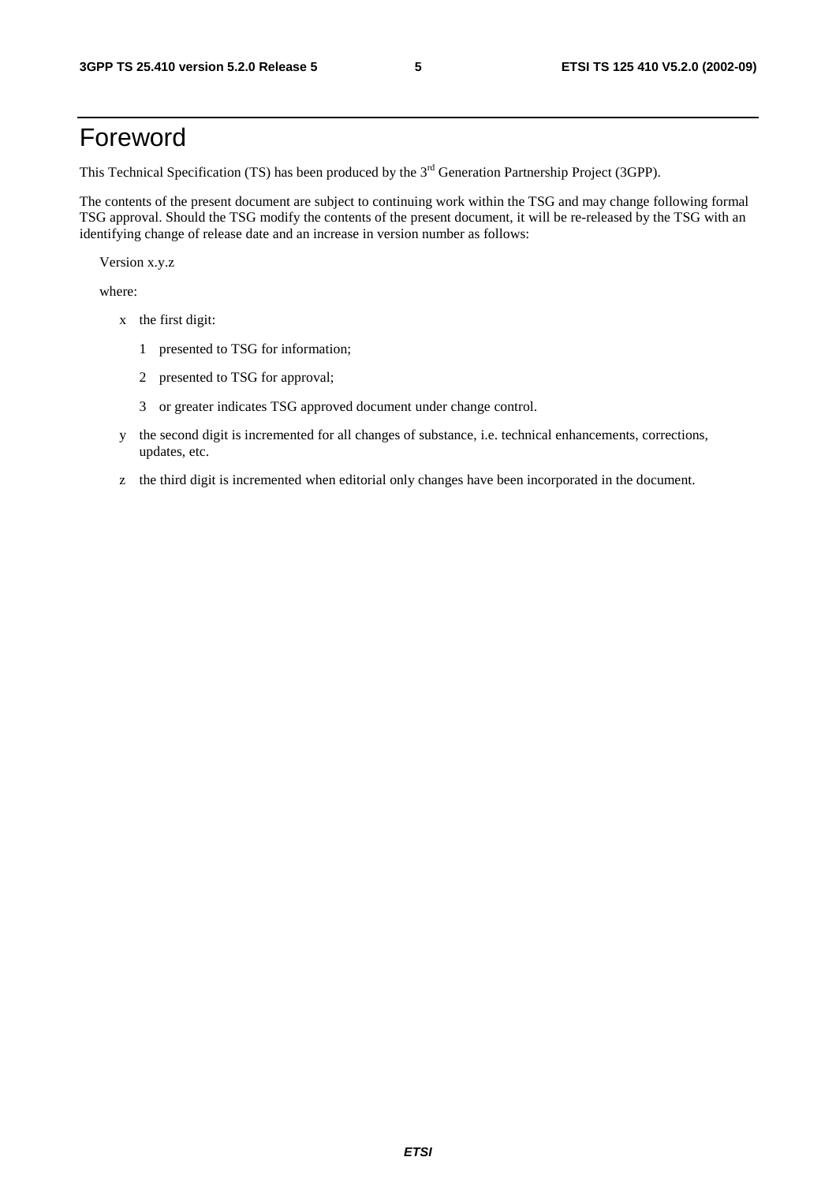# Foreword

This Technical Specification (TS) has been produced by the 3rd Generation Partnership Project (3GPP).

The contents of the present document are subject to continuing work within the TSG and may change following formal TSG approval. Should the TSG modify the contents of the present document, it will be re-released by the TSG with an identifying change of release date and an increase in version number as follows:

Version x.y.z

where:

- x the first digit:
  - 1 presented to TSG for information;
  - 2 presented to TSG for approval;
  - 3 or greater indicates TSG approved document under change control.
- y the second digit is incremented for all changes of substance, i.e. technical enhancements, corrections, updates, etc.
- z the third digit is incremented when editorial only changes have been incorporated in the document.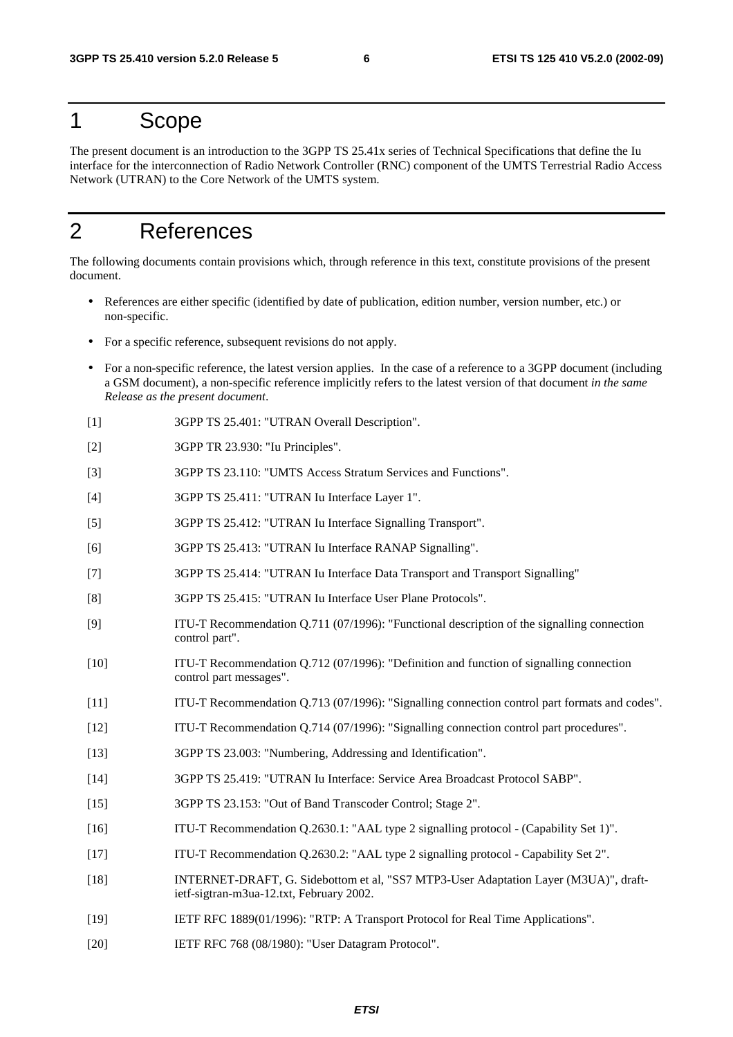# 1 Scope

The present document is an introduction to the 3GPP TS 25.41x series of Technical Specifications that define the Iu interface for the interconnection of Radio Network Controller (RNC) component of the UMTS Terrestrial Radio Access Network (UTRAN) to the Core Network of the UMTS system.

# 2 References

The following documents contain provisions which, through reference in this text, constitute provisions of the present document.

- References are either specific (identified by date of publication, edition number, version number, etc.) or non-specific.
- For a specific reference, subsequent revisions do not apply.
- For a non-specific reference, the latest version applies. In the case of a reference to a 3GPP document (including a GSM document), a non-specific reference implicitly refers to the latest version of that document *in the same Release as the present document*.

[1] 3GPP TS 25.401: "UTRAN Overall Description".

[2] 3GPP TR 23.930: "Iu Principles".

[3] 3GPP TS 23.110: "UMTS Access Stratum Services and Functions".

[4] 3GPP TS 25.411: "UTRAN Iu Interface Layer 1".

[5] 3GPP TS 25.412: "UTRAN Iu Interface Signalling Transport".

[6] 3GPP TS 25.413: "UTRAN Iu Interface RANAP Signalling".

[7] 3GPP TS 25.414: "UTRAN Iu Interface Data Transport and Transport Signalling"

[8] 3GPP TS 25.415: "UTRAN Iu Interface User Plane Protocols".

[9] ITU-T Recommendation Q.711 (07/1996): "Functional description of the signalling connection control part".

[10] ITU-T Recommendation Q.712 (07/1996): "Definition and function of signalling connection control part messages".

[11] ITU-T Recommendation Q.713 (07/1996): "Signalling connection control part formats and codes".

[12] ITU-T Recommendation Q.714 (07/1996): "Signalling connection control part procedures".

[13] 3GPP TS 23.003: "Numbering, Addressing and Identification".

[14] 3GPP TS 25.419: "UTRAN Iu Interface: Service Area Broadcast Protocol SABP".

[15] 3GPP TS 23.153: "Out of Band Transcoder Control; Stage 2".

[16] ITU-T Recommendation Q.2630.1: "AAL type 2 signalling protocol - (Capability Set 1)".

[17] ITU-T Recommendation Q.2630.2: "AAL type 2 signalling protocol - Capability Set 2".

[18] INTERNET-DRAFT, G. Sidebottom et al, "SS7 MTP3-User Adaptation Layer (M3UA)", draft-ietf-sigtran-m3ua-12.txt, February 2002.

[19] IETF RFC 1889(01/1996): "RTP: A Transport Protocol for Real Time Applications".

[20] IETF RFC 768 (08/1980): "User Datagram Protocol".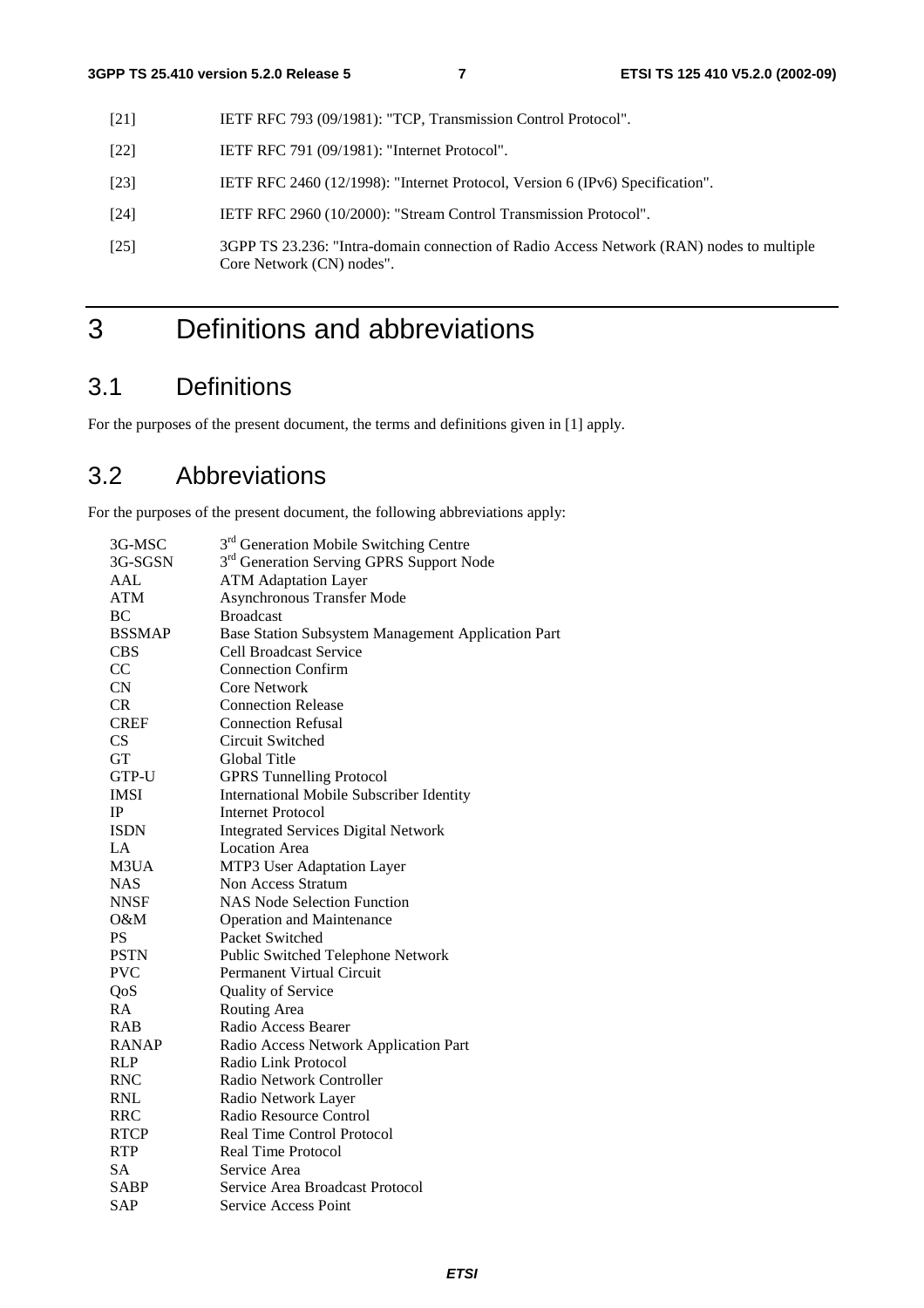[21] IETF RFC 793 (09/1981): "TCP, Transmission Control Protocol".

[22] IETF RFC 791 (09/1981): "Internet Protocol".

[23] IETF RFC 2460 (12/1998): "Internet Protocol, Version 6 (IPv6) Specification".

[24] IETF RFC 2960 (10/2000): "Stream Control Transmission Protocol".

[25] 3GPP TS 23.236: "Intra-domain connection of Radio Access Network (RAN) nodes to multiple Core Network (CN) nodes".

# 3 Definitions and abbreviations

## 3.1 Definitions

For the purposes of the present document, the terms and definitions given in [1] apply.

## 3.2 Abbreviations

For the purposes of the present document, the following abbreviations apply:

| | |
|---|---|
| 3G-MSC | 3rd Generation Mobile Switching Centre |
| 3G-SGSN | 3rd Generation Serving GPRS Support Node |
| AAL | ATM Adaptation Layer |
| ATM | Asynchronous Transfer Mode |
| BC | Broadcast |
| BSSMAP | Base Station Subsystem Management Application Part |
| CBS | Cell Broadcast Service |
| CC | Connection Confirm |
| CN | Core Network |
| CR | Connection Release |
| CREF | Connection Refusal |
| CS | Circuit Switched |
| GT | Global Title |
| GTP-U | GPRS Tunnelling Protocol |
| IMSI | International Mobile Subscriber Identity |
| IP | Internet Protocol |
| ISDN | Integrated Services Digital Network |
| LA | Location Area |
| M3UA | MTP3 User Adaptation Layer |
| NAS | Non Access Stratum |
| NNSF | NAS Node Selection Function |
| O&M | Operation and Maintenance |
| PS | Packet Switched |
| PSTN | Public Switched Telephone Network |
| PVC | Permanent Virtual Circuit |
| QoS | Quality of Service |
| RA | Routing Area |
| RAB | Radio Access Bearer |
| RANAP | Radio Access Network Application Part |
| RLP | Radio Link Protocol |
| RNC | Radio Network Controller |
| RNL | Radio Network Layer |
| RRC | Radio Resource Control |
| RTCP | Real Time Control Protocol |
| RTP | Real Time Protocol |
| SA | Service Area |
| SABP | Service Area Broadcast Protocol |
| SAP | Service Access Point |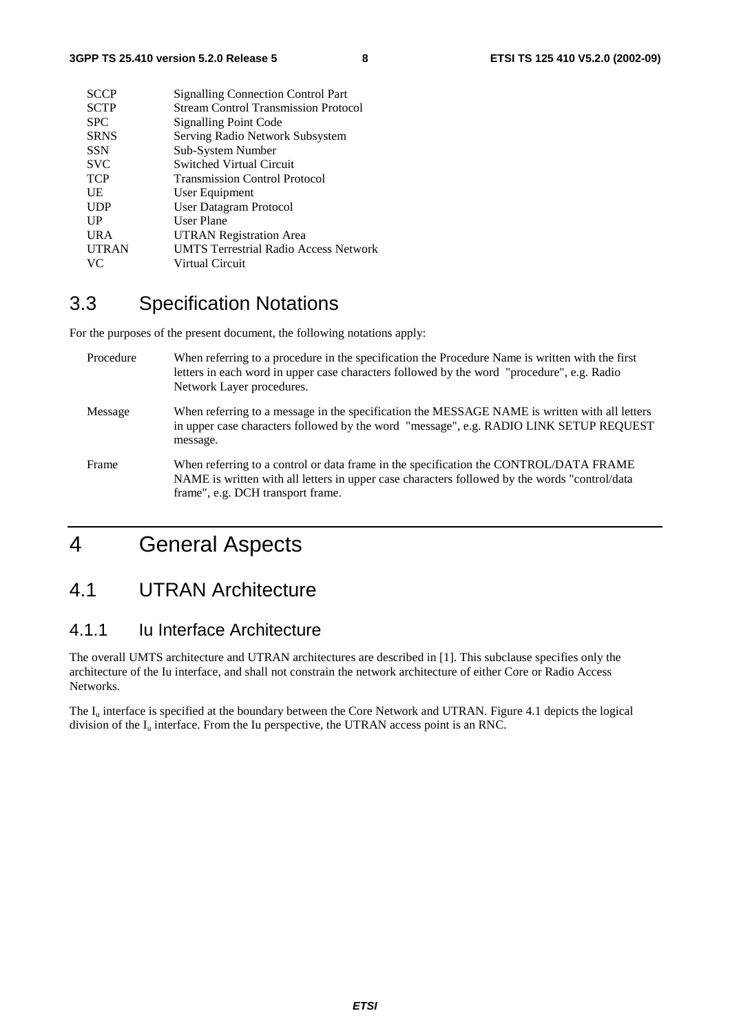| | |
|---|---|
| SCCP | Signalling Connection Control Part |
| SCTP | Stream Control Transmission Protocol |
| SPC | Signalling Point Code |
| SRNS | Serving Radio Network Subsystem |
| SSN | Sub-System Number |
| SVC | Switched Virtual Circuit |
| TCP | Transmission Control Protocol |
| UE | User Equipment |
| UDP | User Datagram Protocol |
| UP | User Plane |
| URA | UTRAN Registration Area |
| UTRAN | UMTS Terrestrial Radio Access Network |
| VC | Virtual Circuit |

## 3.3 Specification Notations

For the purposes of the present document, the following notations apply:

| | |
|---|---|
| Procedure | When referring to a procedure in the specification the Procedure Name is written with the first letters in each word in upper case characters followed by the word "procedure", e.g. Radio Network Layer procedures. |
| Message | When referring to a message in the specification the MESSAGE NAME is written with all letters in upper case characters followed by the word "message", e.g. RADIO LINK SETUP REQUEST message. |
| Frame | When referring to a control or data frame in the specification the CONTROL/DATA FRAME NAME is written with all letters in upper case characters followed by the words "control/data frame", e.g. DCH transport frame. |

# 4 General Aspects

## 4.1 UTRAN Architecture

### 4.1.1 Iu Interface Architecture

The overall UMTS architecture and UTRAN architectures are described in [1]. This subclause specifies only the architecture of the Iu interface, and shall not constrain the network architecture of either Core or Radio Access Networks.

The $I_u$ interface is specified at the boundary between the Core Network and UTRAN. Figure 4.1 depicts the logical division of the $I_u$ interface. From the Iu perspective, the UTRAN access point is an RNC.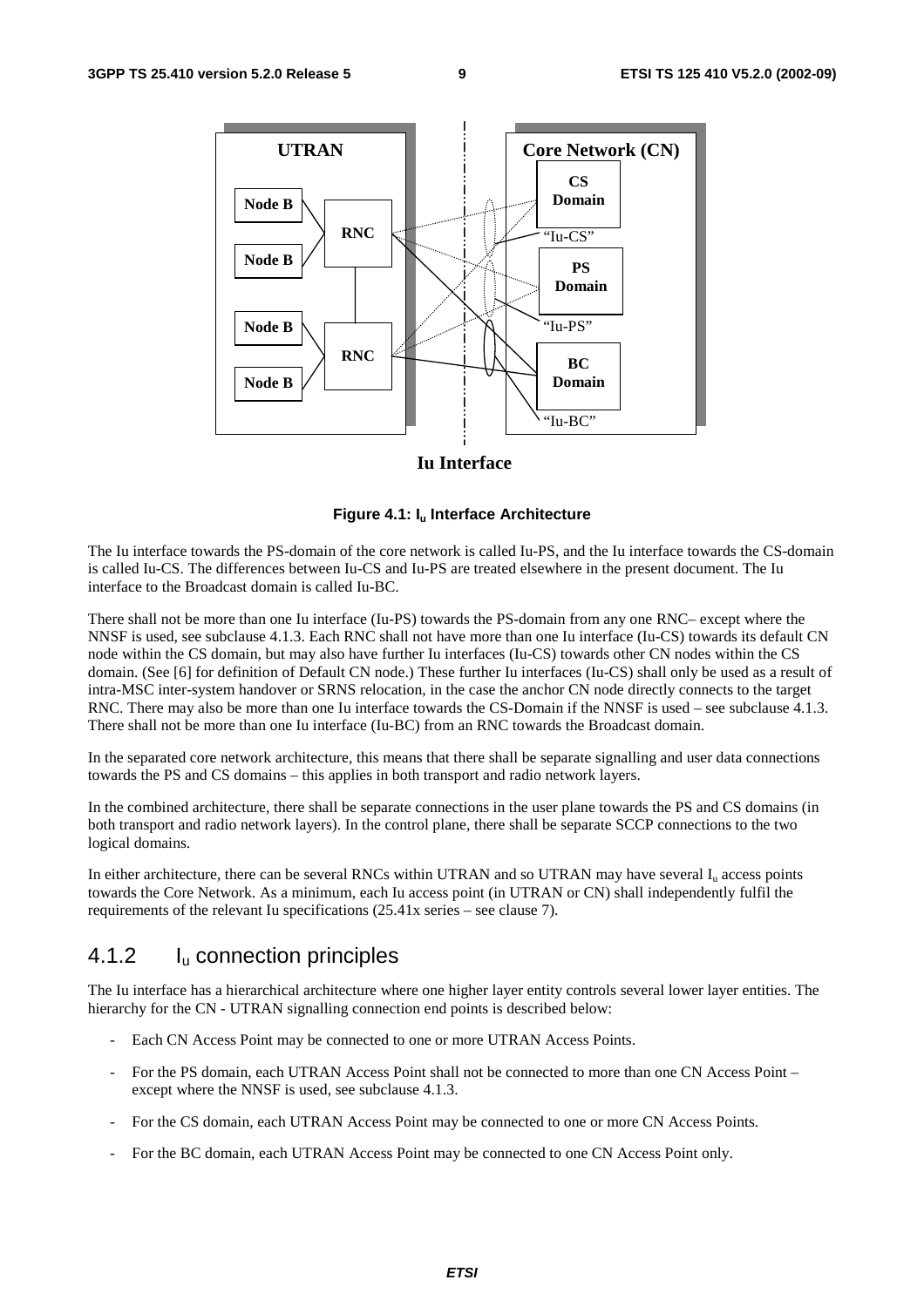**Figure 4.1: $I_u$ Interface Architecture**

The Iu interface towards the PS-domain of the core network is called Iu-PS, and the Iu interface towards the CS-domain is called Iu-CS. The differences between Iu-CS and Iu-PS are treated elsewhere in the present document. The Iu interface to the Broadcast domain is called Iu-BC.

There shall not be more than one Iu interface (Iu-PS) towards the PS-domain from any one RNC– except where the NNSF is used, see subclause 4.1.3. Each RNC shall not have more than one Iu interface (Iu-CS) towards its default CN node within the CS domain, but may also have further Iu interfaces (Iu-CS) towards other CN nodes within the CS domain. (See [6] for definition of Default CN node.) These further Iu interfaces (Iu-CS) shall only be used as a result of intra-MSC inter-system handover or SRNS relocation, in the case the anchor CN node directly connects to the target RNC. There may also be more than one Iu interface towards the CS-Domain if the NNSF is used – see subclause 4.1.3. There shall not be more than one Iu interface (Iu-BC) from an RNC towards the Broadcast domain.

In the separated core network architecture, this means that there shall be separate signalling and user data connections towards the PS and CS domains – this applies in both transport and radio network layers.

In the combined architecture, there shall be separate connections in the user plane towards the PS and CS domains (in both transport and radio network layers). In the control plane, there shall be separate SCCP connections to the two logical domains.

In either architecture, there can be several RNCs within UTRAN and so UTRAN may have several $I_u$ access points towards the Core Network. As a minimum, each Iu access point (in UTRAN or CN) shall independently fulfil the requirements of the relevant Iu specifications (25.41x series – see clause 7).

### 4.1.2 $I_u$ connection principles

The Iu interface has a hierarchical architecture where one higher layer entity controls several lower layer entities. The hierarchy for the CN - UTRAN signalling connection end points is described below:

- Each CN Access Point may be connected to one or more UTRAN Access Points.
- For the PS domain, each UTRAN Access Point shall not be connected to more than one CN Access Point – except where the NNSF is used, see subclause 4.1.3.
- For the CS domain, each UTRAN Access Point may be connected to one or more CN Access Points.
- For the BC domain, each UTRAN Access Point may be connected to one CN Access Point only.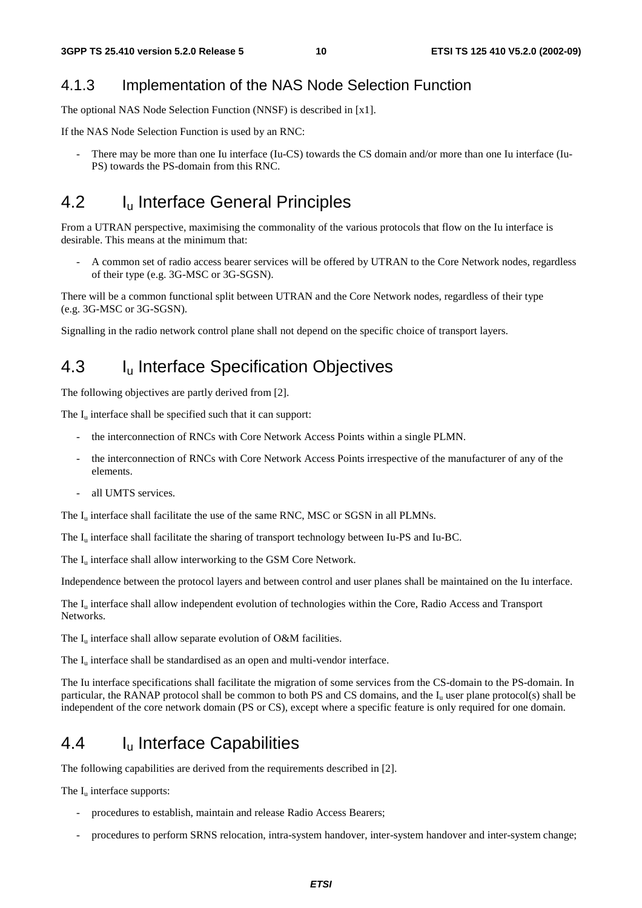### 4.1.3 Implementation of the NAS Node Selection Function

The optional NAS Node Selection Function (NNSF) is described in [x1].

If the NAS Node Selection Function is used by an RNC:

- There may be more than one Iu interface (Iu-CS) towards the CS domain and/or more than one Iu interface (Iu-PS) towards the PS-domain from this RNC.

## 4.2 $I_u$ Interface General Principles

From a UTRAN perspective, maximising the commonality of the various protocols that flow on the Iu interface is desirable. This means at the minimum that:

- A common set of radio access bearer services will be offered by UTRAN to the Core Network nodes, regardless of their type (e.g. 3G-MSC or 3G-SGSN).

There will be a common functional split between UTRAN and the Core Network nodes, regardless of their type (e.g. 3G-MSC or 3G-SGSN).

Signalling in the radio network control plane shall not depend on the specific choice of transport layers.

## 4.3 $I_u$ Interface Specification Objectives

The following objectives are partly derived from [2].

The $I_u$ interface shall be specified such that it can support:

- the interconnection of RNCs with Core Network Access Points within a single PLMN.
- the interconnection of RNCs with Core Network Access Points irrespective of the manufacturer of any of the elements.
- all UMTS services.

The $I_u$ interface shall facilitate the use of the same RNC, MSC or SGSN in all PLMNs.

The $I_u$ interface shall facilitate the sharing of transport technology between Iu-PS and Iu-BC.

The $I_u$ interface shall allow interworking to the GSM Core Network.

Independence between the protocol layers and between control and user planes shall be maintained on the Iu interface.

The $I_u$ interface shall allow independent evolution of technologies within the Core, Radio Access and Transport Networks.

The $I_u$ interface shall allow separate evolution of O&M facilities.

The $I_u$ interface shall be standardised as an open and multi-vendor interface.

The Iu interface specifications shall facilitate the migration of some services from the CS-domain to the PS-domain. In particular, the RANAP protocol shall be common to both PS and CS domains, and the $I_u$ user plane protocol(s) shall be independent of the core network domain (PS or CS), except where a specific feature is only required for one domain.

## 4.4 $I_u$ Interface Capabilities

The following capabilities are derived from the requirements described in [2].

The $I_u$ interface supports:

- procedures to establish, maintain and release Radio Access Bearers;
- procedures to perform SRNS relocation, intra-system handover, inter-system handover and inter-system change;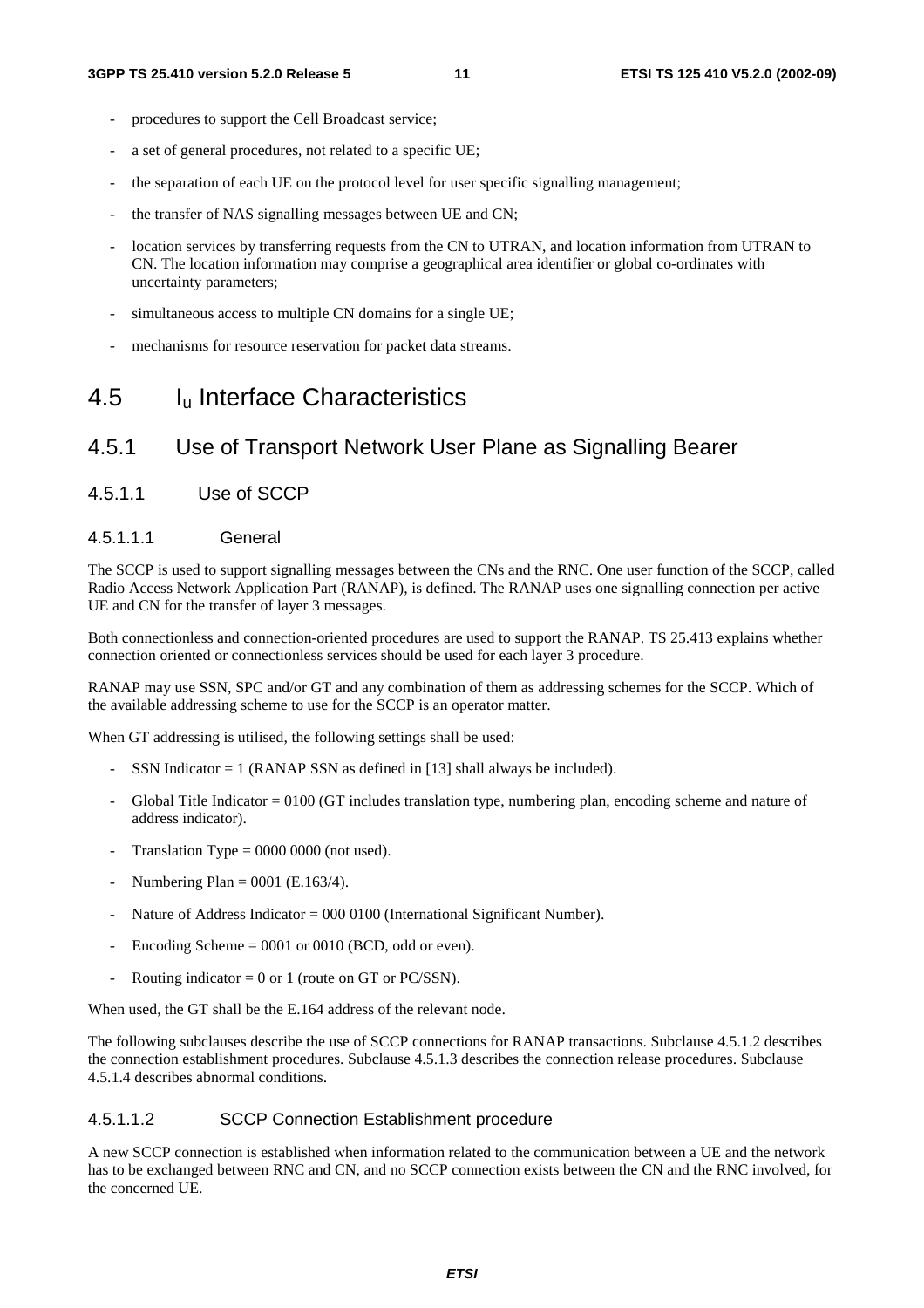- procedures to support the Cell Broadcast service;
- a set of general procedures, not related to a specific UE;
- the separation of each UE on the protocol level for user specific signalling management;
- the transfer of NAS signalling messages between UE and CN;
- location services by transferring requests from the CN to UTRAN, and location information from UTRAN to CN. The location information may comprise a geographical area identifier or global co-ordinates with uncertainty parameters;
- simultaneous access to multiple CN domains for a single UE;
- mechanisms for resource reservation for packet data streams.

# 4.5 $I_u$ Interface Characteristics

## 4.5.1 Use of Transport Network User Plane as Signalling Bearer

### 4.5.1.1 Use of SCCP

#### 4.5.1.1.1 General

The SCCP is used to support signalling messages between the CNs and the RNC. One user function of the SCCP, called Radio Access Network Application Part (RANAP), is defined. The RANAP uses one signalling connection per active UE and CN for the transfer of layer 3 messages.

Both connectionless and connection-oriented procedures are used to support the RANAP. TS 25.413 explains whether connection oriented or connectionless services should be used for each layer 3 procedure.

RANAP may use SSN, SPC and/or GT and any combination of them as addressing schemes for the SCCP. Which of the available addressing scheme to use for the SCCP is an operator matter.

When GT addressing is utilised, the following settings shall be used:

- SSN Indicator = 1 (RANAP SSN as defined in [13] shall always be included).
- Global Title Indicator = 0100 (GT includes translation type, numbering plan, encoding scheme and nature of address indicator).
- Translation Type = 0000 0000 (not used).
- Numbering Plan = 0001 (E.163/4).
- Nature of Address Indicator = 000 0100 (International Significant Number).
- Encoding Scheme = 0001 or 0010 (BCD, odd or even).
- Routing indicator = 0 or 1 (route on GT or PC/SSN).

When used, the GT shall be the E.164 address of the relevant node.

The following subclauses describe the use of SCCP connections for RANAP transactions. Subclause 4.5.1.2 describes the connection establishment procedures. Subclause 4.5.1.3 describes the connection release procedures. Subclause 4.5.1.4 describes abnormal conditions.

#### 4.5.1.1.2 SCCP Connection Establishment procedure

A new SCCP connection is established when information related to the communication between a UE and the network has to be exchanged between RNC and CN, and no SCCP connection exists between the CN and the RNC involved, for the concerned UE.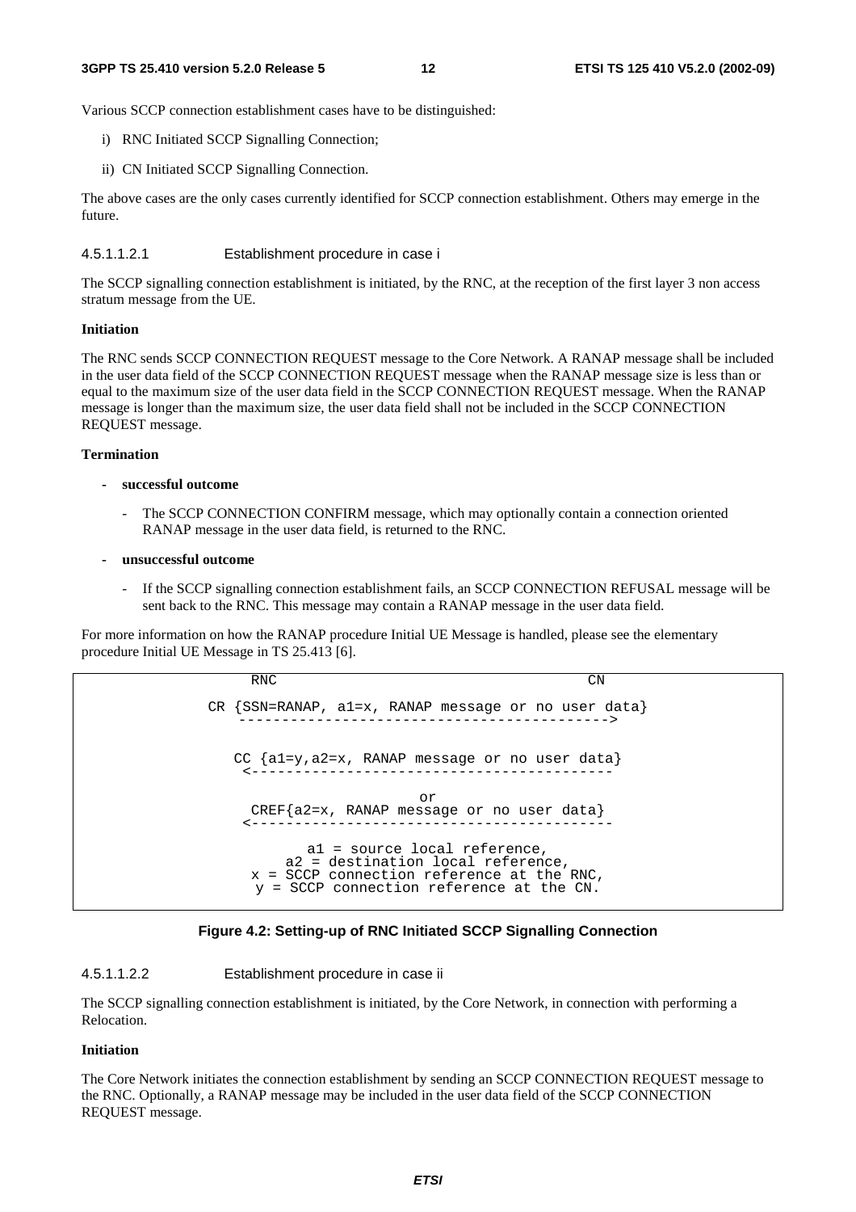Various SCCP connection establishment cases have to be distinguished:

i) RNC Initiated SCCP Signalling Connection;

ii) CN Initiated SCCP Signalling Connection.

The above cases are the only cases currently identified for SCCP connection establishment. Others may emerge in the future.

#### 4.5.1.1.2.1 Establishment procedure in case i

The SCCP signalling connection establishment is initiated, by the RNC, at the reception of the first layer 3 non access stratum message from the UE.

**Initiation**

The RNC sends SCCP CONNECTION REQUEST message to the Core Network. A RANAP message shall be included in the user data field of the SCCP CONNECTION REQUEST message when the RANAP message size is less than or equal to the maximum size of the user data field in the SCCP CONNECTION REQUEST message. When the RANAP message is longer than the maximum size, the user data field shall not be included in the SCCP CONNECTION REQUEST message.

**Termination**

- **successful outcome**
  - The SCCP CONNECTION CONFIRM message, which may optionally contain a connection oriented RANAP message in the user data field, is returned to the RNC.
- **unsuccessful outcome**
  - If the SCCP signalling connection establishment fails, an SCCP CONNECTION REFUSAL message will be sent back to the RNC. This message may contain a RANAP message in the user data field.

For more information on how the RANAP procedure Initial UE Message is handled, please see the elementary procedure Initial UE Message in TS 25.413 [6].

```
      RNC                                      CN

 CR {SSN=RANAP, a1=x, RANAP message or no user data}
    ------------------------------------------->

    CC {a1=y,a2=x, RANAP message or no user data}
     <------------------------------------------

                        or
      CREF{a2=x, RANAP message or no user data}
     <------------------------------------------

            a1 = source local reference,
          a2 = destination local reference,
       x = SCCP connection reference at the RNC,
        y = SCCP connection reference at the CN.
```

**Figure 4.2: Setting-up of RNC Initiated SCCP Signalling Connection**

#### 4.5.1.1.2.2 Establishment procedure in case ii

The SCCP signalling connection establishment is initiated, by the Core Network, in connection with performing a Relocation.

**Initiation**

The Core Network initiates the connection establishment by sending an SCCP CONNECTION REQUEST message to the RNC. Optionally, a RANAP message may be included in the user data field of the SCCP CONNECTION REQUEST message.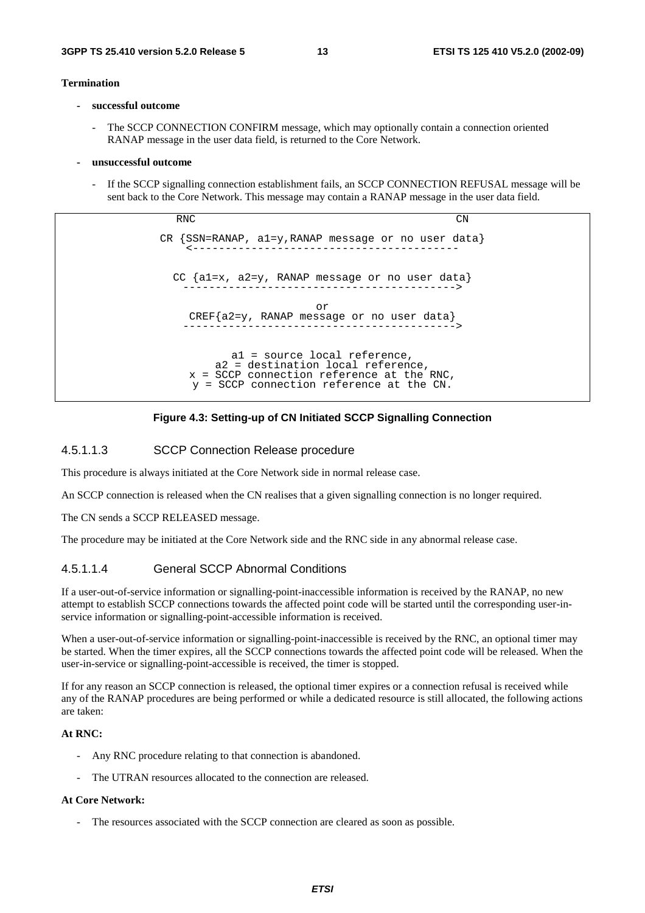**Termination**

- **successful outcome**
  - The SCCP CONNECTION CONFIRM message, which may optionally contain a connection oriented RANAP message in the user data field, is returned to the Core Network.
- **unsuccessful outcome**
  - If the SCCP signalling connection establishment fails, an SCCP CONNECTION REFUSAL message will be sent back to the Core Network. This message may contain a RANAP message in the user data field.

```
               RNC                                              CN

             CR {SSN=RANAP, a1=y,RANAP message or no user data}
                 <------------------------------------------

               CC {a1=x, a2=y, RANAP message or no user data}
                 ------------------------------------------>

                                      or
                  CREF{a2=y, RANAP message or no user data}
                 ------------------------------------------>


                          a1 = source local reference,
                       a2 = destination local reference,
                    x = SCCP connection reference at the RNC,
                     y = SCCP connection reference at the CN.
```

**Figure 4.3: Setting-up of CN Initiated SCCP Signalling Connection**

#### 4.5.1.1.3 SCCP Connection Release procedure

This procedure is always initiated at the Core Network side in normal release case.

An SCCP connection is released when the CN realises that a given signalling connection is no longer required.

The CN sends a SCCP RELEASED message.

The procedure may be initiated at the Core Network side and the RNC side in any abnormal release case.

#### 4.5.1.1.4 General SCCP Abnormal Conditions

If a user-out-of-service information or signalling-point-inaccessible information is received by the RANAP, no new attempt to establish SCCP connections towards the affected point code will be started until the corresponding user-in-service information or signalling-point-accessible information is received.

When a user-out-of-service information or signalling-point-inaccessible is received by the RNC, an optional timer may be started. When the timer expires, all the SCCP connections towards the affected point code will be released. When the user-in-service or signalling-point-accessible is received, the timer is stopped.

If for any reason an SCCP connection is released, the optional timer expires or a connection refusal is received while any of the RANAP procedures are being performed or while a dedicated resource is still allocated, the following actions are taken:

**At RNC:**

- Any RNC procedure relating to that connection is abandoned.
- The UTRAN resources allocated to the connection are released.

**At Core Network:**

- The resources associated with the SCCP connection are cleared as soon as possible.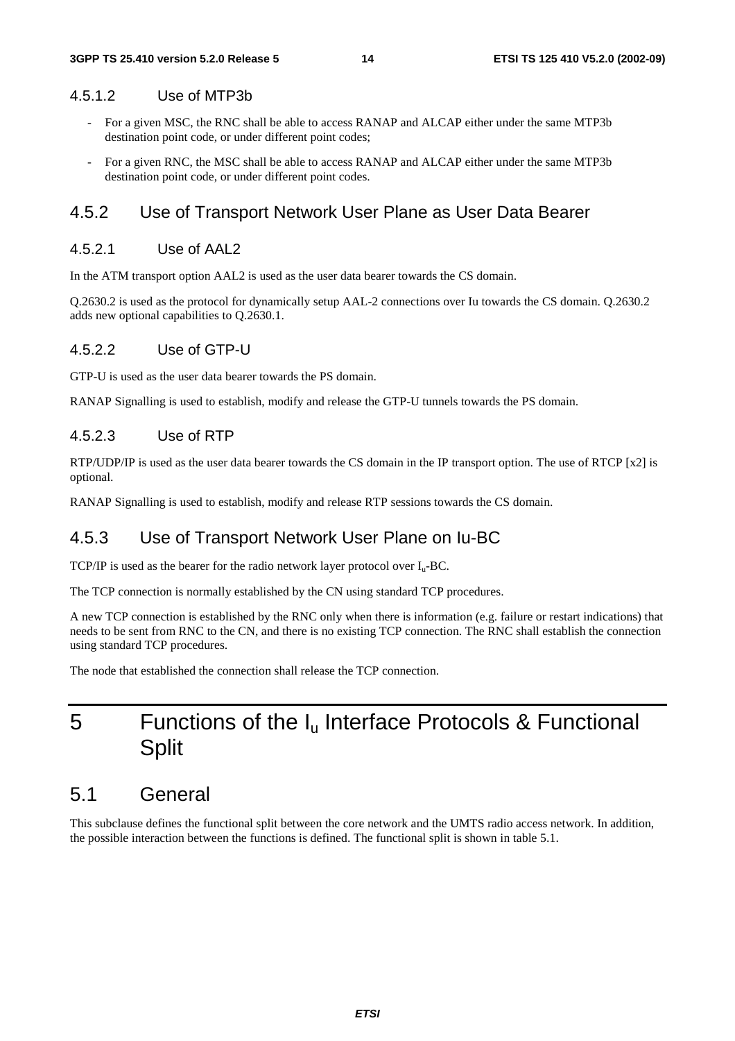#### 4.5.1.2 Use of MTP3b

- For a given MSC, the RNC shall be able to access RANAP and ALCAP either under the same MTP3b destination point code, or under different point codes;
- For a given RNC, the MSC shall be able to access RANAP and ALCAP either under the same MTP3b destination point code, or under different point codes.

### 4.5.2 Use of Transport Network User Plane as User Data Bearer

#### 4.5.2.1 Use of AAL2

In the ATM transport option AAL2 is used as the user data bearer towards the CS domain.

Q.2630.2 is used as the protocol for dynamically setup AAL-2 connections over Iu towards the CS domain. Q.2630.2 adds new optional capabilities to Q.2630.1.

#### 4.5.2.2 Use of GTP-U

GTP-U is used as the user data bearer towards the PS domain.

RANAP Signalling is used to establish, modify and release the GTP-U tunnels towards the PS domain.

#### 4.5.2.3 Use of RTP

RTP/UDP/IP is used as the user data bearer towards the CS domain in the IP transport option. The use of RTCP [x2] is optional.

RANAP Signalling is used to establish, modify and release RTP sessions towards the CS domain.

### 4.5.3 Use of Transport Network User Plane on Iu-BC

TCP/IP is used as the bearer for the radio network layer protocol over $I_u$-BC.

The TCP connection is normally established by the CN using standard TCP procedures.

A new TCP connection is established by the RNC only when there is information (e.g. failure or restart indications) that needs to be sent from RNC to the CN, and there is no existing TCP connection. The RNC shall establish the connection using standard TCP procedures.

The node that established the connection shall release the TCP connection.

# 5 Functions of the $I_u$ Interface Protocols & Functional Split

## 5.1 General

This subclause defines the functional split between the core network and the UMTS radio access network. In addition, the possible interaction between the functions is defined. The functional split is shown in table 5.1.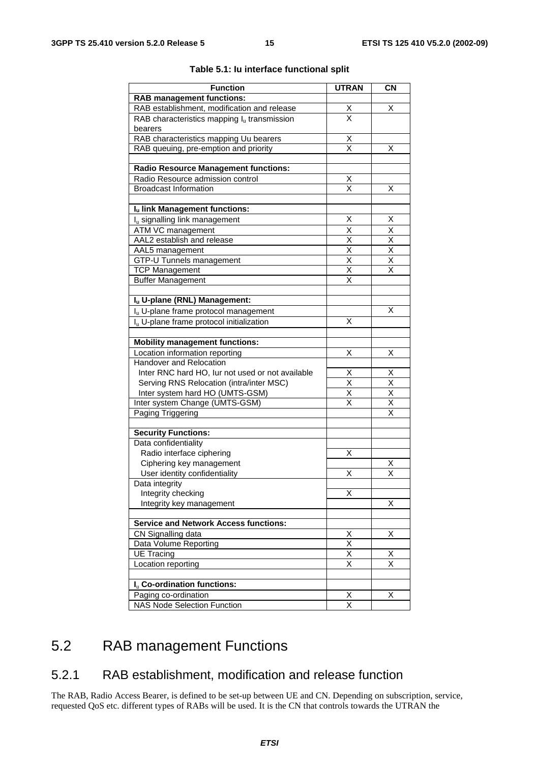**Table 5.1: Iu interface functional split**

| Function | UTRAN | CN |
|---|---|---|
| **RAB management functions:** | | |
| RAB establishment, modification and release | X | X |
| RAB characteristics mapping $I_u$ transmission bearers | X | |
| RAB characteristics mapping Uu bearers | X | |
| RAB queuing, pre-emption and priority | X | X |
| | | |
| **Radio Resource Management functions:** | | |
| Radio Resource admission control | X | |
| Broadcast Information | X | X |
| | | |
| **$I_u$ link Management functions:** | | |
| $I_u$ signalling link management | X | X |
| ATM VC management | X | X |
| AAL2 establish and release | X | X |
| AAL5 management | X | X |
| GTP-U Tunnels management | X | X |
| TCP Management | X | X |
| Buffer Management | X | |
| | | |
| **$I_u$ U-plane (RNL) Management:** | | |
| $I_u$ U-plane frame protocol management | | X |
| $I_u$ U-plane frame protocol initialization | X | |
| | | |
| **Mobility management functions:** | | |
| Location information reporting | X | X |
| Handover and Relocation | | |
| Inter RNC hard HO, Iur not used or not available | X | X |
| Serving RNS Relocation (intra/inter MSC) | X | X |
| Inter system hard HO (UMTS-GSM) | X | X |
| Inter system Change (UMTS-GSM) | X | X |
| Paging Triggering | | X |
| | | |
| **Security Functions:** | | |
| Data confidentiality | | |
| Radio interface ciphering | X | |
| Ciphering key management | | X |
| User identity confidentiality | X | X |
| Data integrity | | |
| Integrity checking | X | |
| Integrity key management | | X |
| | | |
| **Service and Network Access functions:** | | |
| CN Signalling data | X | X |
| Data Volume Reporting | X | |
| UE Tracing | X | X |
| Location reporting | X | X |
| | | |
| **$I_u$ Co-ordination functions:** | | |
| Paging co-ordination | X | X |
| NAS Node Selection Function | X | |

## 5.2 RAB management Functions

### 5.2.1 RAB establishment, modification and release function

The RAB, Radio Access Bearer, is defined to be set-up between UE and CN. Depending on subscription, service, requested QoS etc. different types of RABs will be used. It is the CN that controls towards the UTRAN the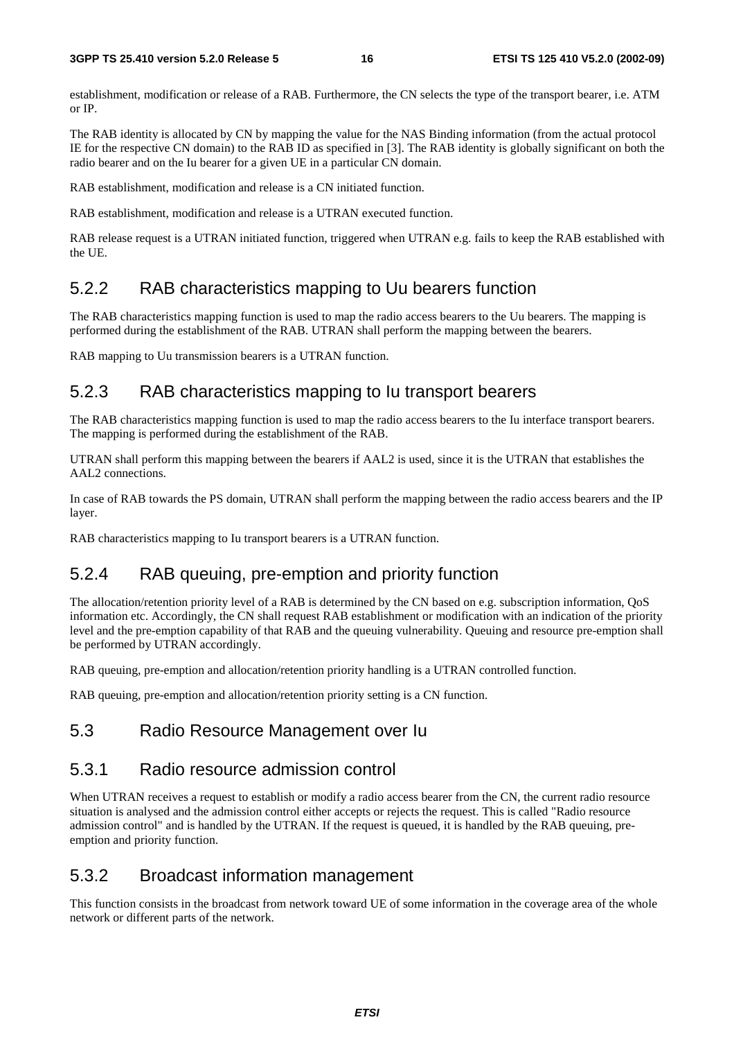establishment, modification or release of a RAB. Furthermore, the CN selects the type of the transport bearer, i.e. ATM or IP.

The RAB identity is allocated by CN by mapping the value for the NAS Binding information (from the actual protocol IE for the respective CN domain) to the RAB ID as specified in [3]. The RAB identity is globally significant on both the radio bearer and on the Iu bearer for a given UE in a particular CN domain.

RAB establishment, modification and release is a CN initiated function.

RAB establishment, modification and release is a UTRAN executed function.

RAB release request is a UTRAN initiated function, triggered when UTRAN e.g. fails to keep the RAB established with the UE.

### 5.2.2 RAB characteristics mapping to Uu bearers function

The RAB characteristics mapping function is used to map the radio access bearers to the Uu bearers. The mapping is performed during the establishment of the RAB. UTRAN shall perform the mapping between the bearers.

RAB mapping to Uu transmission bearers is a UTRAN function.

### 5.2.3 RAB characteristics mapping to Iu transport bearers

The RAB characteristics mapping function is used to map the radio access bearers to the Iu interface transport bearers. The mapping is performed during the establishment of the RAB.

UTRAN shall perform this mapping between the bearers if AAL2 is used, since it is the UTRAN that establishes the AAL2 connections.

In case of RAB towards the PS domain, UTRAN shall perform the mapping between the radio access bearers and the IP layer.

RAB characteristics mapping to Iu transport bearers is a UTRAN function.

### 5.2.4 RAB queuing, pre-emption and priority function

The allocation/retention priority level of a RAB is determined by the CN based on e.g. subscription information, QoS information etc. Accordingly, the CN shall request RAB establishment or modification with an indication of the priority level and the pre-emption capability of that RAB and the queuing vulnerability. Queuing and resource pre-emption shall be performed by UTRAN accordingly.

RAB queuing, pre-emption and allocation/retention priority handling is a UTRAN controlled function.

RAB queuing, pre-emption and allocation/retention priority setting is a CN function.

## 5.3 Radio Resource Management over Iu

### 5.3.1 Radio resource admission control

When UTRAN receives a request to establish or modify a radio access bearer from the CN, the current radio resource situation is analysed and the admission control either accepts or rejects the request. This is called "Radio resource admission control" and is handled by the UTRAN. If the request is queued, it is handled by the RAB queuing, pre-emption and priority function.

### 5.3.2 Broadcast information management

This function consists in the broadcast from network toward UE of some information in the coverage area of the whole network or different parts of the network.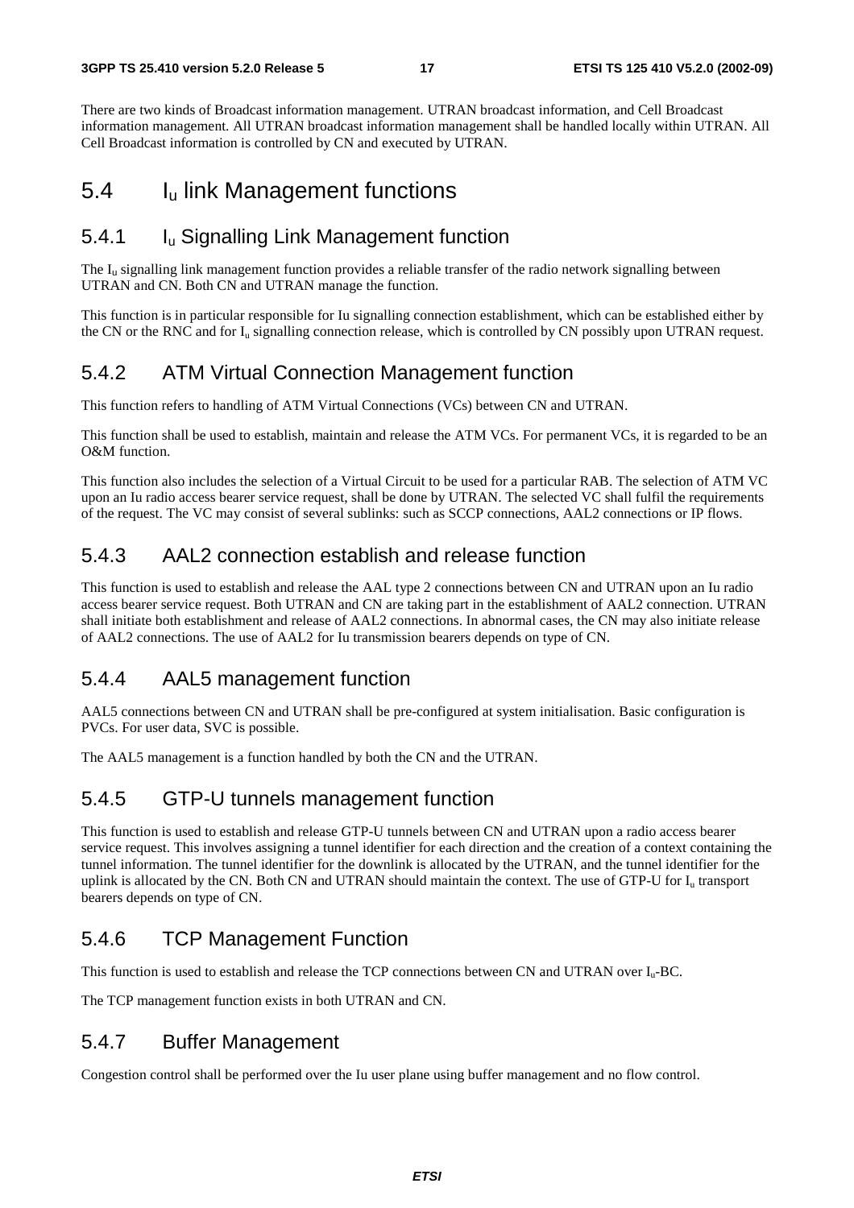There are two kinds of Broadcast information management. UTRAN broadcast information, and Cell Broadcast information management. All UTRAN broadcast information management shall be handled locally within UTRAN. All Cell Broadcast information is controlled by CN and executed by UTRAN.

## 5.4 $I_u$ link Management functions

### 5.4.1 $I_u$ Signalling Link Management function

The $I_u$ signalling link management function provides a reliable transfer of the radio network signalling between UTRAN and CN. Both CN and UTRAN manage the function.

This function is in particular responsible for Iu signalling connection establishment, which can be established either by the CN or the RNC and for $I_u$ signalling connection release, which is controlled by CN possibly upon UTRAN request.

### 5.4.2 ATM Virtual Connection Management function

This function refers to handling of ATM Virtual Connections (VCs) between CN and UTRAN.

This function shall be used to establish, maintain and release the ATM VCs. For permanent VCs, it is regarded to be an O&M function.

This function also includes the selection of a Virtual Circuit to be used for a particular RAB. The selection of ATM VC upon an Iu radio access bearer service request, shall be done by UTRAN. The selected VC shall fulfil the requirements of the request. The VC may consist of several sublinks: such as SCCP connections, AAL2 connections or IP flows.

### 5.4.3 AAL2 connection establish and release function

This function is used to establish and release the AAL type 2 connections between CN and UTRAN upon an Iu radio access bearer service request. Both UTRAN and CN are taking part in the establishment of AAL2 connection. UTRAN shall initiate both establishment and release of AAL2 connections. In abnormal cases, the CN may also initiate release of AAL2 connections. The use of AAL2 for Iu transmission bearers depends on type of CN.

### 5.4.4 AAL5 management function

AAL5 connections between CN and UTRAN shall be pre-configured at system initialisation. Basic configuration is PVCs. For user data, SVC is possible.

The AAL5 management is a function handled by both the CN and the UTRAN.

### 5.4.5 GTP-U tunnels management function

This function is used to establish and release GTP-U tunnels between CN and UTRAN upon a radio access bearer service request. This involves assigning a tunnel identifier for each direction and the creation of a context containing the tunnel information. The tunnel identifier for the downlink is allocated by the UTRAN, and the tunnel identifier for the uplink is allocated by the CN. Both CN and UTRAN should maintain the context. The use of GTP-U for $I_u$ transport bearers depends on type of CN.

### 5.4.6 TCP Management Function

This function is used to establish and release the TCP connections between CN and UTRAN over $I_u$-BC.

The TCP management function exists in both UTRAN and CN.

### 5.4.7 Buffer Management

Congestion control shall be performed over the Iu user plane using buffer management and no flow control.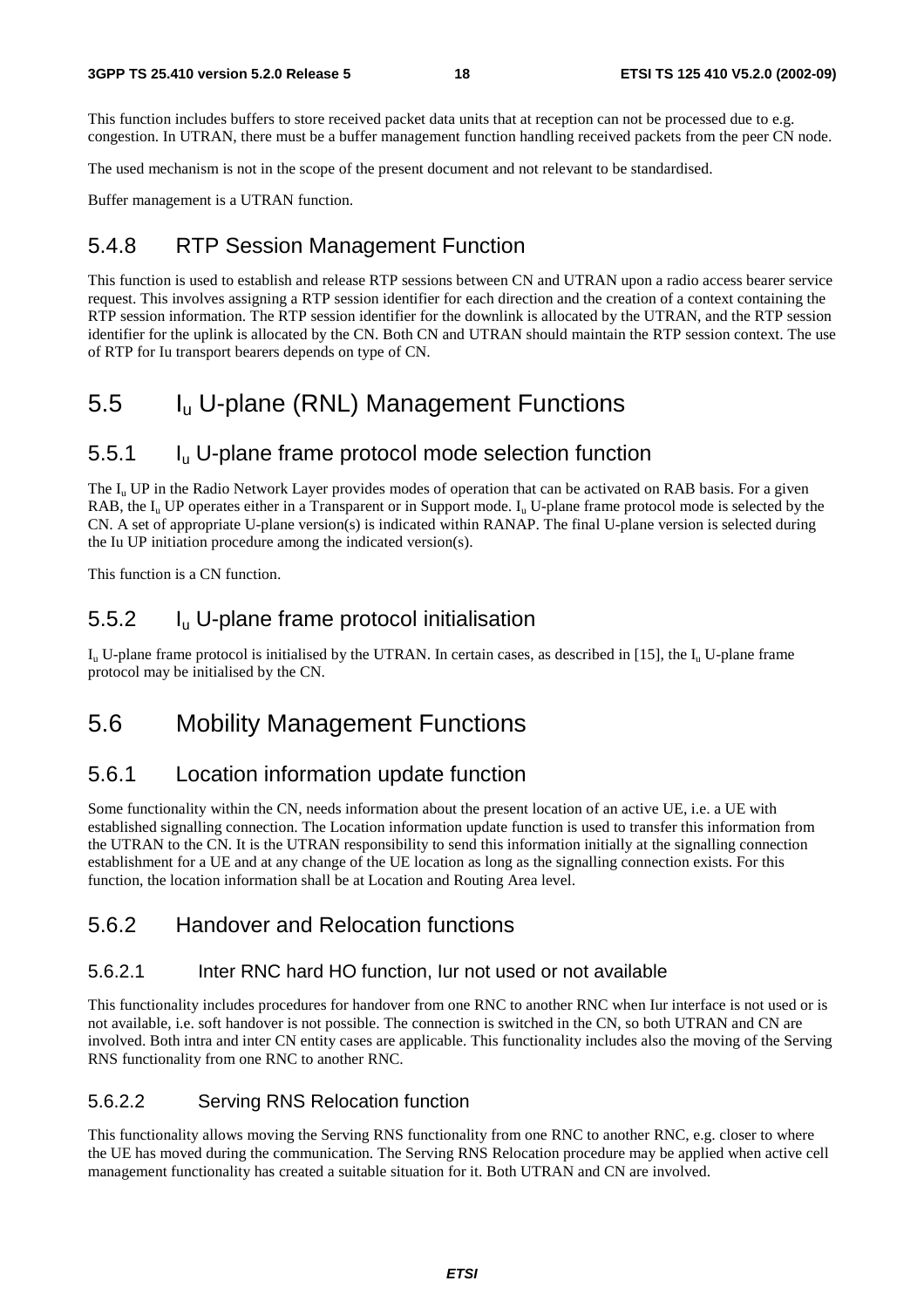This function includes buffers to store received packet data units that at reception can not be processed due to e.g. congestion. In UTRAN, there must be a buffer management function handling received packets from the peer CN node.

The used mechanism is not in the scope of the present document and not relevant to be standardised.

Buffer management is a UTRAN function.

### 5.4.8 RTP Session Management Function

This function is used to establish and release RTP sessions between CN and UTRAN upon a radio access bearer service request. This involves assigning a RTP session identifier for each direction and the creation of a context containing the RTP session information. The RTP session identifier for the downlink is allocated by the UTRAN, and the RTP session identifier for the uplink is allocated by the CN. Both CN and UTRAN should maintain the RTP session context. The use of RTP for Iu transport bearers depends on type of CN.

## 5.5 $I_u$ U-plane (RNL) Management Functions

### 5.5.1 $I_u$ U-plane frame protocol mode selection function

The $I_u$ UP in the Radio Network Layer provides modes of operation that can be activated on RAB basis. For a given RAB, the $I_u$ UP operates either in a Transparent or in Support mode. $I_u$ U-plane frame protocol mode is selected by the CN. A set of appropriate U-plane version(s) is indicated within RANAP. The final U-plane version is selected during the Iu UP initiation procedure among the indicated version(s).

This function is a CN function.

### 5.5.2 $I_u$ U-plane frame protocol initialisation

$I_u$ U-plane frame protocol is initialised by the UTRAN. In certain cases, as described in [15], the $I_u$ U-plane frame protocol may be initialised by the CN.

## 5.6 Mobility Management Functions

### 5.6.1 Location information update function

Some functionality within the CN, needs information about the present location of an active UE, i.e. a UE with established signalling connection. The Location information update function is used to transfer this information from the UTRAN to the CN. It is the UTRAN responsibility to send this information initially at the signalling connection establishment for a UE and at any change of the UE location as long as the signalling connection exists. For this function, the location information shall be at Location and Routing Area level.

### 5.6.2 Handover and Relocation functions

#### 5.6.2.1 Inter RNC hard HO function, Iur not used or not available

This functionality includes procedures for handover from one RNC to another RNC when Iur interface is not used or is not available, i.e. soft handover is not possible. The connection is switched in the CN, so both UTRAN and CN are involved. Both intra and inter CN entity cases are applicable. This functionality includes also the moving of the Serving RNS functionality from one RNC to another RNC.

#### 5.6.2.2 Serving RNS Relocation function

This functionality allows moving the Serving RNS functionality from one RNC to another RNC, e.g. closer to where the UE has moved during the communication. The Serving RNS Relocation procedure may be applied when active cell management functionality has created a suitable situation for it. Both UTRAN and CN are involved.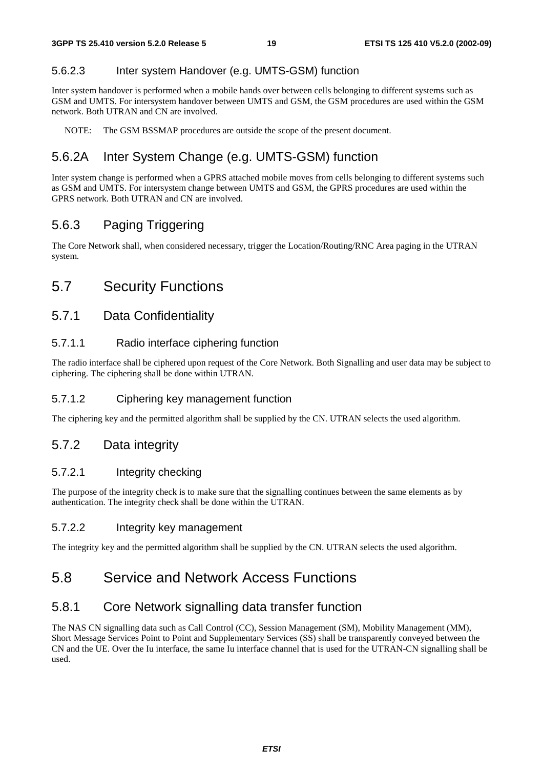#### 5.6.2.3 Inter system Handover (e.g. UMTS-GSM) function

Inter system handover is performed when a mobile hands over between cells belonging to different systems such as GSM and UMTS. For intersystem handover between UMTS and GSM, the GSM procedures are used within the GSM network. Both UTRAN and CN are involved.

NOTE: The GSM BSSMAP procedures are outside the scope of the present document.

### 5.6.2A Inter System Change (e.g. UMTS-GSM) function

Inter system change is performed when a GPRS attached mobile moves from cells belonging to different systems such as GSM and UMTS. For intersystem change between UMTS and GSM, the GPRS procedures are used within the GPRS network. Both UTRAN and CN are involved.

### 5.6.3 Paging Triggering

The Core Network shall, when considered necessary, trigger the Location/Routing/RNC Area paging in the UTRAN system.

## 5.7 Security Functions

### 5.7.1 Data Confidentiality

#### 5.7.1.1 Radio interface ciphering function

The radio interface shall be ciphered upon request of the Core Network. Both Signalling and user data may be subject to ciphering. The ciphering shall be done within UTRAN.

#### 5.7.1.2 Ciphering key management function

The ciphering key and the permitted algorithm shall be supplied by the CN. UTRAN selects the used algorithm.

### 5.7.2 Data integrity

#### 5.7.2.1 Integrity checking

The purpose of the integrity check is to make sure that the signalling continues between the same elements as by authentication. The integrity check shall be done within the UTRAN.

#### 5.7.2.2 Integrity key management

The integrity key and the permitted algorithm shall be supplied by the CN. UTRAN selects the used algorithm.

## 5.8 Service and Network Access Functions

### 5.8.1 Core Network signalling data transfer function

The NAS CN signalling data such as Call Control (CC), Session Management (SM), Mobility Management (MM), Short Message Services Point to Point and Supplementary Services (SS) shall be transparently conveyed between the CN and the UE. Over the Iu interface, the same Iu interface channel that is used for the UTRAN-CN signalling shall be used.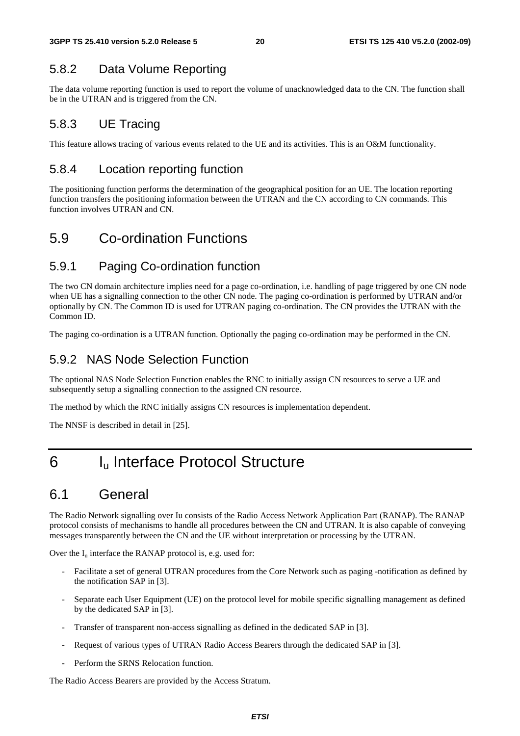### 5.8.2 Data Volume Reporting

The data volume reporting function is used to report the volume of unacknowledged data to the CN. The function shall be in the UTRAN and is triggered from the CN.

### 5.8.3 UE Tracing

This feature allows tracing of various events related to the UE and its activities. This is an O&M functionality.

### 5.8.4 Location reporting function

The positioning function performs the determination of the geographical position for an UE. The location reporting function transfers the positioning information between the UTRAN and the CN according to CN commands. This function involves UTRAN and CN.

## 5.9 Co-ordination Functions

### 5.9.1 Paging Co-ordination function

The two CN domain architecture implies need for a page co-ordination, i.e. handling of page triggered by one CN node when UE has a signalling connection to the other CN node. The paging co-ordination is performed by UTRAN and/or optionally by CN. The Common ID is used for UTRAN paging co-ordination. The CN provides the UTRAN with the Common ID.

The paging co-ordination is a UTRAN function. Optionally the paging co-ordination may be performed in the CN.

### 5.9.2 NAS Node Selection Function

The optional NAS Node Selection Function enables the RNC to initially assign CN resources to serve a UE and subsequently setup a signalling connection to the assigned CN resource.

The method by which the RNC initially assigns CN resources is implementation dependent.

The NNSF is described in detail in [25].

# 6 $I_u$ Interface Protocol Structure

## 6.1 General

The Radio Network signalling over Iu consists of the Radio Access Network Application Part (RANAP). The RANAP protocol consists of mechanisms to handle all procedures between the CN and UTRAN. It is also capable of conveying messages transparently between the CN and the UE without interpretation or processing by the UTRAN.

Over the $I_u$ interface the RANAP protocol is, e.g. used for:

- Facilitate a set of general UTRAN procedures from the Core Network such as paging -notification as defined by the notification SAP in [3].
- Separate each User Equipment (UE) on the protocol level for mobile specific signalling management as defined by the dedicated SAP in [3].
- Transfer of transparent non-access signalling as defined in the dedicated SAP in [3].
- Request of various types of UTRAN Radio Access Bearers through the dedicated SAP in [3].
- Perform the SRNS Relocation function.

The Radio Access Bearers are provided by the Access Stratum.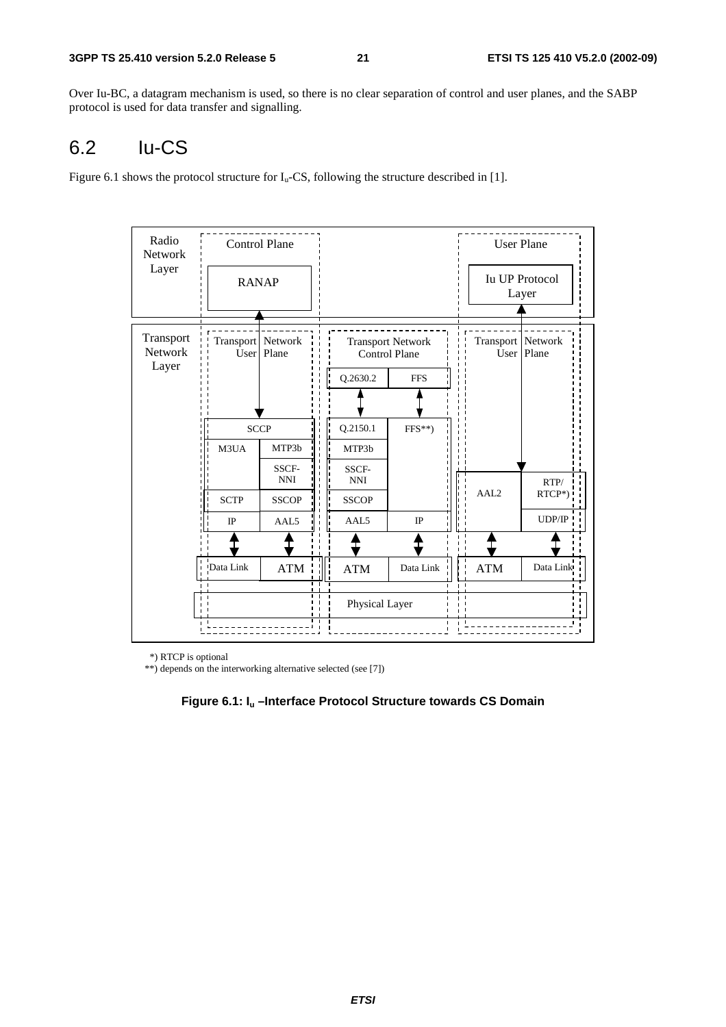Over Iu-BC, a datagram mechanism is used, so there is no clear separation of control and user planes, and the SABP protocol is used for data transfer and signalling.

## 6.2 Iu-CS

Figure 6.1 shows the protocol structure for $I_u$-CS, following the structure described in [1].

*) RTCP is optional

**) depends on the interworking alternative selected (see [7])

**Figure 6.1: $I_u$ –Interface Protocol Structure towards CS Domain**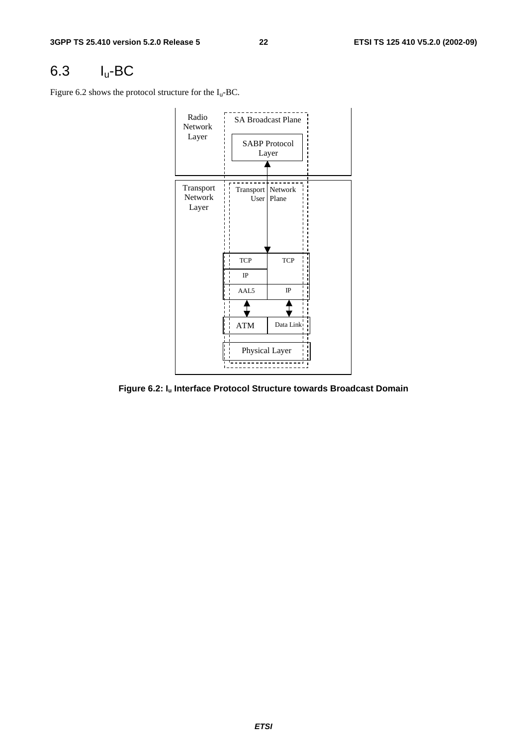## 6.3 $I_u$-BC

Figure 6.2 shows the protocol structure for the $I_u$-BC.

**Figure 6.2: $I_u$ Interface Protocol Structure towards Broadcast Domain**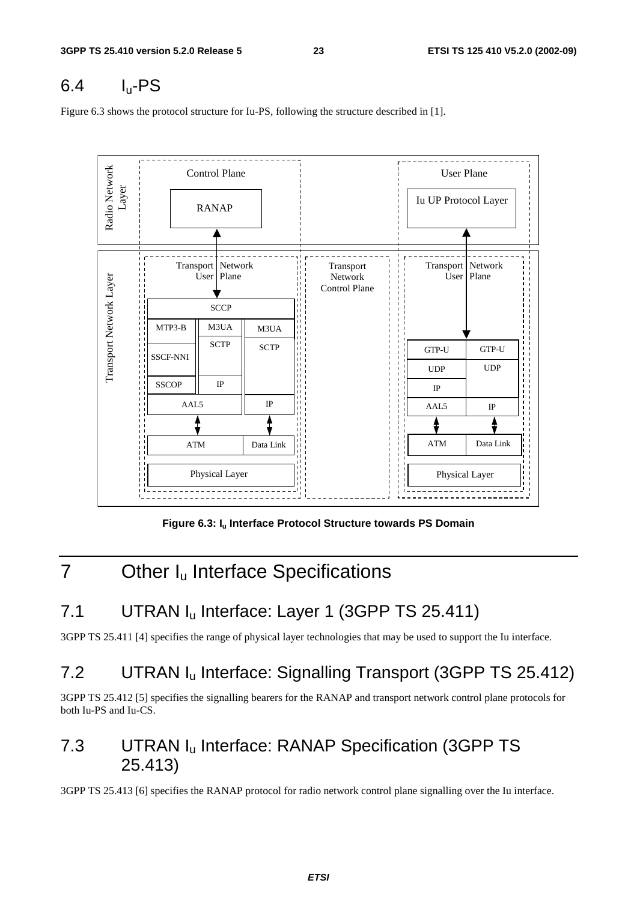## 6.4 $I_u$-PS

Figure 6.3 shows the protocol structure for Iu-PS, following the structure described in [1].

**Figure 6.3: $I_u$ Interface Protocol Structure towards PS Domain**

# 7 Other $I_u$ Interface Specifications

## 7.1 UTRAN $I_u$ Interface: Layer 1 (3GPP TS 25.411)

3GPP TS 25.411 [4] specifies the range of physical layer technologies that may be used to support the Iu interface.

## 7.2 UTRAN $I_u$ Interface: Signalling Transport (3GPP TS 25.412)

3GPP TS 25.412 [5] specifies the signalling bearers for the RANAP and transport network control plane protocols for both Iu-PS and Iu-CS.

## 7.3 UTRAN $I_u$ Interface: RANAP Specification (3GPP TS 25.413)

3GPP TS 25.413 [6] specifies the RANAP protocol for radio network control plane signalling over the Iu interface.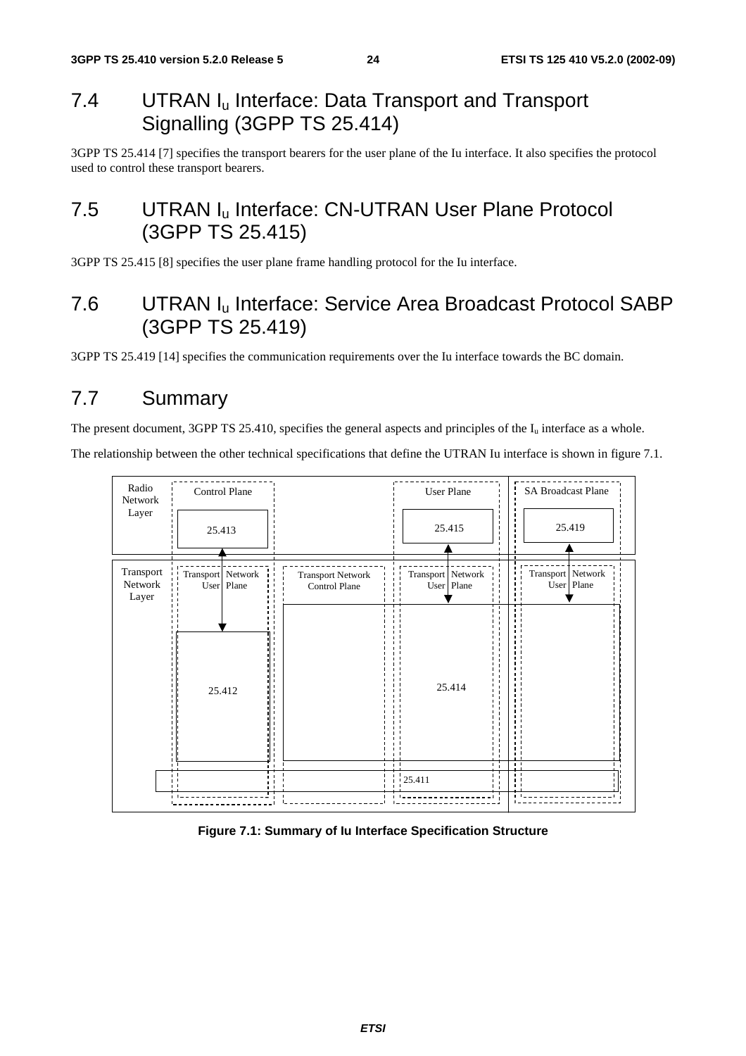## 7.4 UTRAN $I_u$ Interface: Data Transport and Transport Signalling (3GPP TS 25.414)

3GPP TS 25.414 [7] specifies the transport bearers for the user plane of the Iu interface. It also specifies the protocol used to control these transport bearers.

## 7.5 UTRAN $I_u$ Interface: CN-UTRAN User Plane Protocol (3GPP TS 25.415)

3GPP TS 25.415 [8] specifies the user plane frame handling protocol for the Iu interface.

## 7.6 UTRAN $I_u$ Interface: Service Area Broadcast Protocol SABP (3GPP TS 25.419)

3GPP TS 25.419 [14] specifies the communication requirements over the Iu interface towards the BC domain.

## 7.7 Summary

The present document, 3GPP TS 25.410, specifies the general aspects and principles of the $I_u$ interface as a whole.

The relationship between the other technical specifications that define the UTRAN Iu interface is shown in figure 7.1.

Radio Network Layer | Control Plane | User Plane | SA Broadcast Plane | 25.413 | 25.415 | 25.419

Transport Network Layer | Transport Network User Plane | Transport Network Control Plane | Transport Network User Plane | Transport Network User Plane | 25.412 | 25.414 | 25.411

**Figure 7.1: Summary of Iu Interface Specification Structure**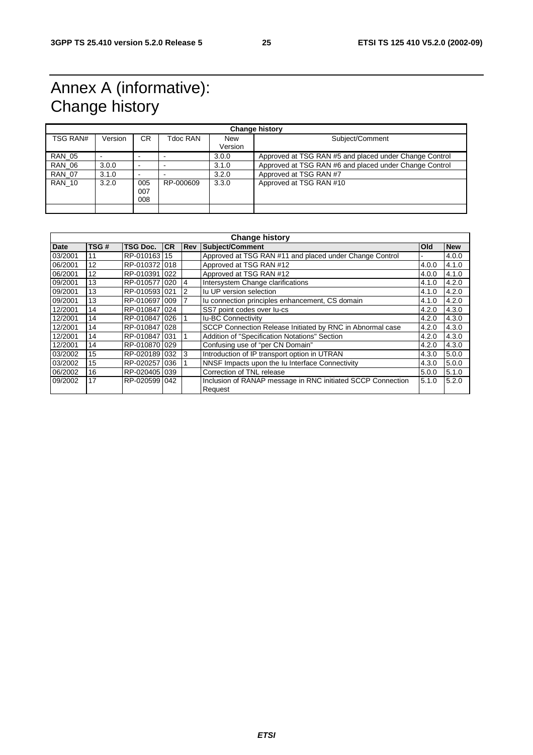# Annex A (informative): Change history

| Change history | | | | | |
|---|---|---|---|---|---|
| TSG RAN# | Version | CR | Tdoc RAN | New Version | Subject/Comment |
| RAN_05 | - | - | - | 3.0.0 | Approved at TSG RAN #5 and placed under Change Control |
| RAN_06 | 3.0.0 | - | - | 3.1.0 | Approved at TSG RAN #6 and placed under Change Control |
| RAN_07 | 3.1.0 | - | - | 3.2.0 | Approved at TSG RAN #7 |
| RAN_10 | 3.2.0 | 005 007 008 | RP-000609 | 3.3.0 | Approved at TSG RAN #10 |
| | | | | | |

| Change history | | | | | | | |
|---|---|---|---|---|---|---|---|
| **Date** | **TSG #** | **TSG Doc.** | **CR** | **Rev** | **Subject/Comment** | **Old** | **New** |
| 03/2001 | 11 | RP-010163 | 15 | | Approved at TSG RAN #11 and placed under Change Control | - | 4.0.0 |
| 06/2001 | 12 | RP-010372 | 018 | | Approved at TSG RAN #12 | 4.0.0 | 4.1.0 |
| 06/2001 | 12 | RP-010391 | 022 | | Approved at TSG RAN #12 | 4.0.0 | 4.1.0 |
| 09/2001 | 13 | RP-010577 | 020 | 4 | Intersystem Change clarifications | 4.1.0 | 4.2.0 |
| 09/2001 | 13 | RP-010593 | 021 | 2 | Iu UP version selection | 4.1.0 | 4.2.0 |
| 09/2001 | 13 | RP-010697 | 009 | 7 | Iu connection principles enhancement, CS domain | 4.1.0 | 4.2.0 |
| 12/2001 | 14 | RP-010847 | 024 | | SS7 point codes over Iu-cs | 4.2.0 | 4.3.0 |
| 12/2001 | 14 | RP-010847 | 026 | 1 | Iu-BC Connectivity | 4.2.0 | 4.3.0 |
| 12/2001 | 14 | RP-010847 | 028 | | SCCP Connection Release Initiated by RNC in Abnormal case | 4.2.0 | 4.3.0 |
| 12/2001 | 14 | RP-010847 | 031 | 1 | Addition of "Specification Notations" Section | 4.2.0 | 4.3.0 |
| 12/2001 | 14 | RP-010870 | 029 | | Confusing use of "per CN Domain" | 4.2.0 | 4.3.0 |
| 03/2002 | 15 | RP-020189 | 032 | 3 | Introduction of IP transport option in UTRAN | 4.3.0 | 5.0.0 |
| 03/2002 | 15 | RP-020257 | 036 | 1 | NNSF Impacts upon the Iu Interface Connectivity | 4.3.0 | 5.0.0 |
| 06/2002 | 16 | RP-020405 | 039 | | Correction of TNL release | 5.0.0 | 5.1.0 |
| 09/2002 | 17 | RP-020599 | 042 | | Inclusion of RANAP message in RNC initiated SCCP Connection Request | 5.1.0 | 5.2.0 |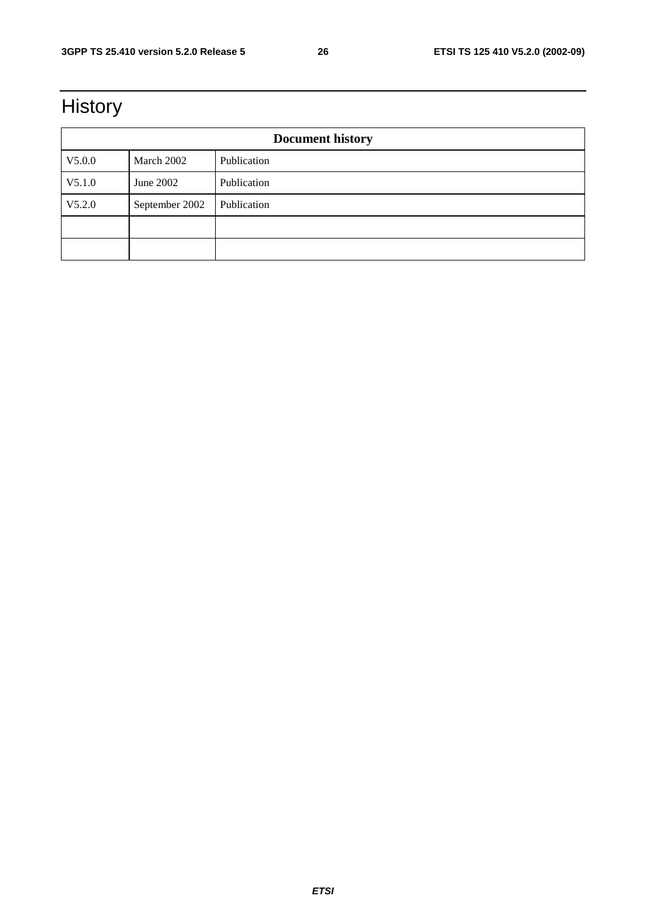# History

| Document history | | |
|---|---|---|
| V5.0.0 | March 2002 | Publication |
| V5.1.0 | June 2002 | Publication |
| V5.2.0 | September 2002 | Publication |
| | | |
| | | |